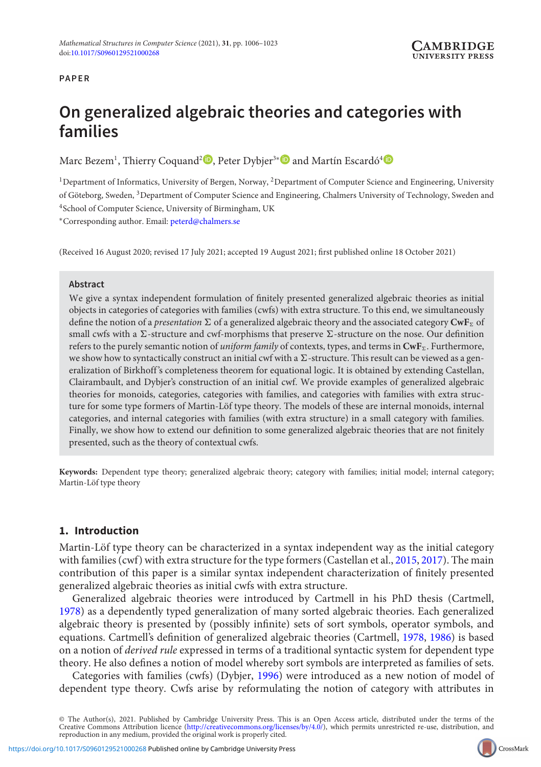PAPER

# On generalized algebraic theories and categories with families

Marc Bezem[1], Thierry Coquand[2], Peter Dybjer[3*] and Martín Escardó[4]

[1]Department of Informatics, University of Bergen, Norway, [2]Department of Computer Science and Engineering, University of Göteborg, Sweden, [3]Department of Computer Science and Engineering, Chalmers University of Technology, Sweden and [4]School of Computer Science, University of Birmingham, UK

*Corresponding author. Email: peterd@chalmers.se

(Received 16 August 2020; revised 17 July 2021; accepted 19 August 2021; first published online 18 October 2021)

## Abstract

We give a syntax independent formulation of finitely presented generalized algebraic theories as initial objects in categories of categories with families (cwfs) with extra structure. To this end, we simultaneously define the notion of a *presentation* $\Sigma$ of a generalized algebraic theory and the associated category $\mathbf{CwF}_\Sigma$ of small cwfs with a $\Sigma$-structure and cwf-morphisms that preserve $\Sigma$-structure on the nose. Our definition refers to the purely semantic notion of *uniform family* of contexts, types, and terms in $\mathbf{CwF}_\Sigma$. Furthermore, we show how to syntactically construct an initial cwf with a $\Sigma$-structure. This result can be viewed as a generalization of Birkhoff's completeness theorem for equational logic. It is obtained by extending Castellan, Clairambault, and Dybjer's construction of an initial cwf. We provide examples of generalized algebraic theories for monoids, categories, categories with families, and categories with families with extra structure for some type formers of Martin-Löf type theory. The models of these are internal monoids, internal categories, and internal categories with families (with extra structure) in a small category with families. Finally, we show how to extend our definition to some generalized algebraic theories that are not finitely presented, such as the theory of contextual cwfs.

**Keywords:** Dependent type theory; generalized algebraic theory; category with families; initial model; internal category; Martin-Löf type theory

## 1. Introduction

Martin-Löf type theory can be characterized in a syntax independent way as the initial category with families (cwf) with extra structure for the type formers (Castellan et al., 2015, 2017). The main contribution of this paper is a similar syntax independent characterization of finitely presented generalized algebraic theories as initial cwfs with extra structure.

Generalized algebraic theories were introduced by Cartmell in his PhD thesis (Cartmell, 1978) as a dependently typed generalization of many sorted algebraic theories. Each generalized algebraic theory is presented by (possibly infinite) sets of sort symbols, operator symbols, and equations. Cartmell's definition of generalized algebraic theories (Cartmell, 1978, 1986) is based on a notion of *derived rule* expressed in terms of a traditional syntactic system for dependent type theory. He also defines a notion of model whereby sort symbols are interpreted as families of sets.

Categories with families (cwfs) (Dybjer, 1996) were introduced as a new notion of model of dependent type theory. Cwfs arise by reformulating the notion of category with attributes in

© The Author(s), 2021. Published by Cambridge University Press. This is an Open Access article, distributed under the terms of the Creative Commons Attribution licence (http://creativecommons.org/licenses/by/4.0/), which permits unrestricted re-use, distribution, and reproduction in any medium, provided the original work is properly cited.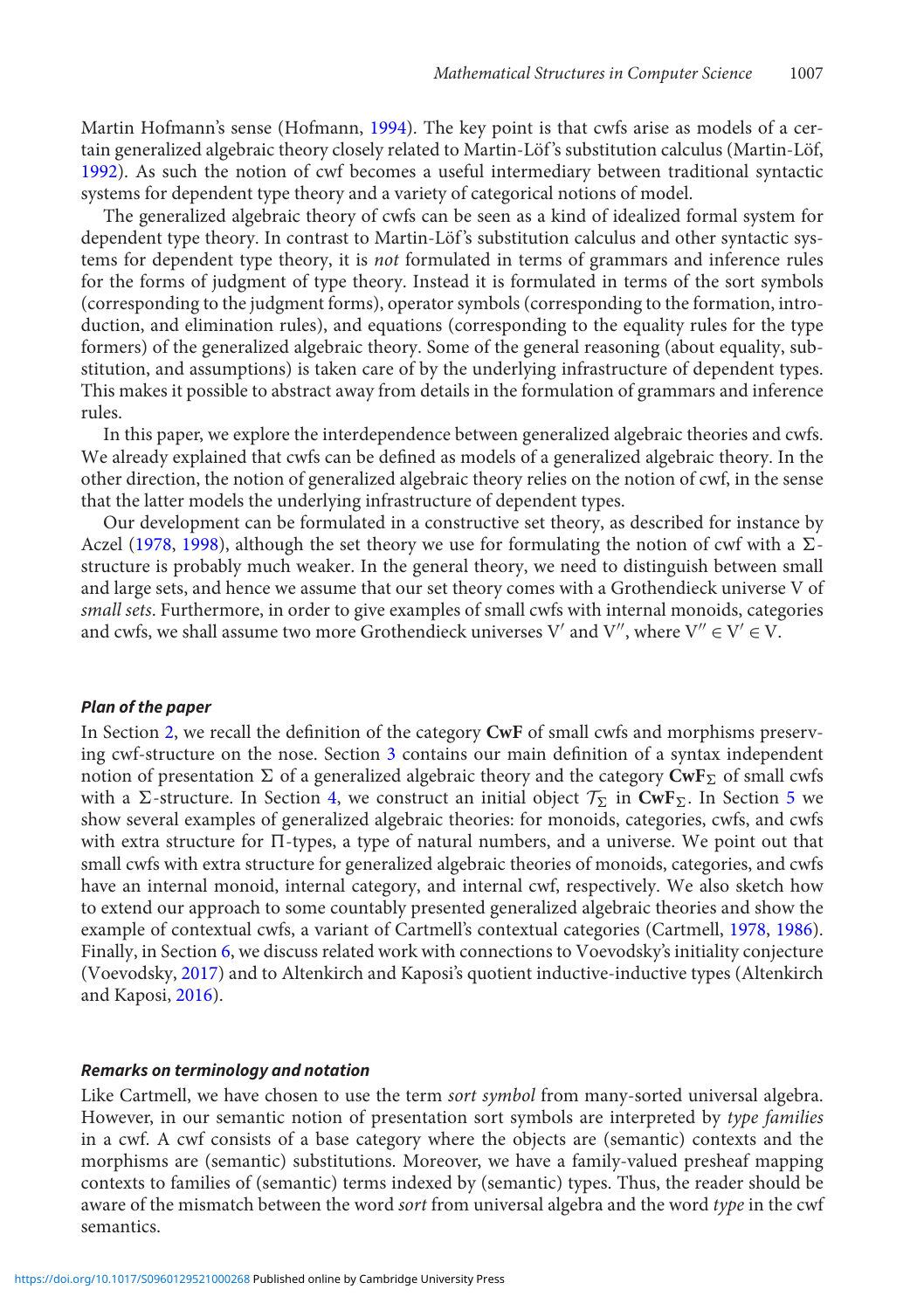Martin Hofmann's sense (Hofmann, 1994). The key point is that cwfs arise as models of a certain generalized algebraic theory closely related to Martin-Löf's substitution calculus (Martin-Löf, 1992). As such the notion of cwf becomes a useful intermediary between traditional syntactic systems for dependent type theory and a variety of categorical notions of model.

The generalized algebraic theory of cwfs can be seen as a kind of idealized formal system for dependent type theory. In contrast to Martin-Löf's substitution calculus and other syntactic systems for dependent type theory, it is *not* formulated in terms of grammars and inference rules for the forms of judgment of type theory. Instead it is formulated in terms of the sort symbols (corresponding to the judgment forms), operator symbols (corresponding to the formation, introduction, and elimination rules), and equations (corresponding to the equality rules for the type formers) of the generalized algebraic theory. Some of the general reasoning (about equality, substitution, and assumptions) is taken care of by the underlying infrastructure of dependent types. This makes it possible to abstract away from details in the formulation of grammars and inference rules.

In this paper, we explore the interdependence between generalized algebraic theories and cwfs. We already explained that cwfs can be defined as models of a generalized algebraic theory. In the other direction, the notion of generalized algebraic theory relies on the notion of cwf, in the sense that the latter models the underlying infrastructure of dependent types.

Our development can be formulated in a constructive set theory, as described for instance by Aczel (1978, 1998), although the set theory we use for formulating the notion of cwf with a $\Sigma$-structure is probably much weaker. In the general theory, we need to distinguish between small and large sets, and hence we assume that our set theory comes with a Grothendieck universe V of *small sets*. Furthermore, in order to give examples of small cwfs with internal monoids, categories and cwfs, we shall assume two more Grothendieck universes V′ and V″, where $\mathrm{V}'' \in \mathrm{V}' \in \mathrm{V}$.

#### *Plan of the paper*

In Section 2, we recall the definition of the category **CwF** of small cwfs and morphisms preserving cwf-structure on the nose. Section 3 contains our main definition of a syntax independent notion of presentation $\Sigma$ of a generalized algebraic theory and the category $\mathbf{CwF}_\Sigma$ of small cwfs with a $\Sigma$-structure. In Section 4, we construct an initial object $\mathcal{T}_\Sigma$ in $\mathbf{CwF}_\Sigma$. In Section 5 we show several examples of generalized algebraic theories: for monoids, categories, cwfs, and cwfs with extra structure for $\Pi$-types, a type of natural numbers, and a universe. We point out that small cwfs with extra structure for generalized algebraic theories of monoids, categories, and cwfs have an internal monoid, internal category, and internal cwf, respectively. We also sketch how to extend our approach to some countably presented generalized algebraic theories and show the example of contextual cwfs, a variant of Cartmell's contextual categories (Cartmell, 1978, 1986). Finally, in Section 6, we discuss related work with connections to Voevodsky's initiality conjecture (Voevodsky, 2017) and to Altenkirch and Kaposi's quotient inductive-inductive types (Altenkirch and Kaposi, 2016).

#### *Remarks on terminology and notation*

Like Cartmell, we have chosen to use the term *sort symbol* from many-sorted universal algebra. However, in our semantic notion of presentation sort symbols are interpreted by *type families* in a cwf. A cwf consists of a base category where the objects are (semantic) contexts and the morphisms are (semantic) substitutions. Moreover, we have a family-valued presheaf mapping contexts to families of (semantic) terms indexed by (semantic) types. Thus, the reader should be aware of the mismatch between the word *sort* from universal algebra and the word *type* in the cwf semantics.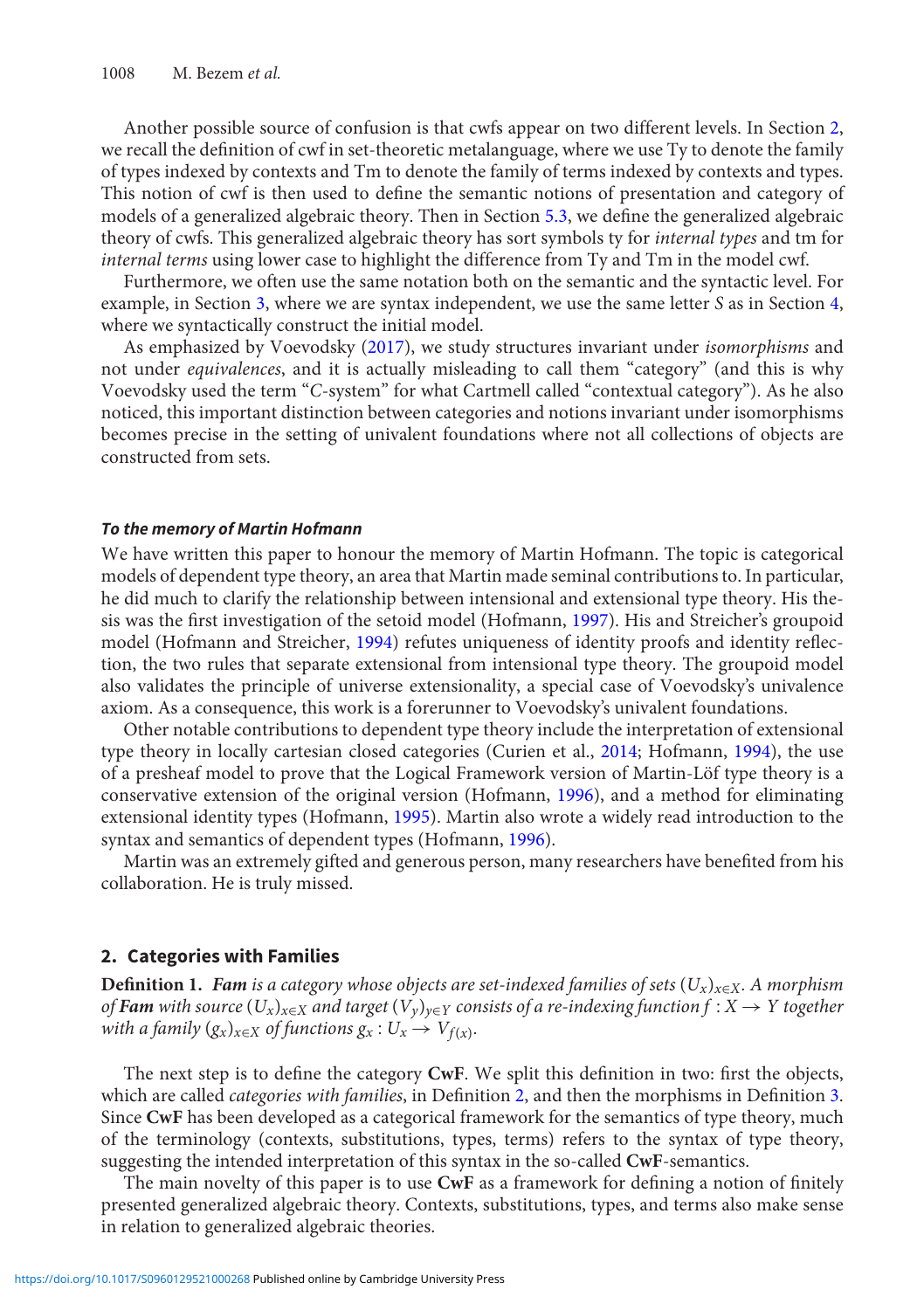Another possible source of confusion is that cwfs appear on two different levels. In Section 2, we recall the definition of cwf in set-theoretic metalanguage, where we use Ty to denote the family of types indexed by contexts and Tm to denote the family of terms indexed by contexts and types. This notion of cwf is then used to define the semantic notions of presentation and category of models of a generalized algebraic theory. Then in Section 5.3, we define the generalized algebraic theory of cwfs. This generalized algebraic theory has sort symbols ty for *internal types* and tm for *internal terms* using lower case to highlight the difference from Ty and Tm in the model cwf.

Furthermore, we often use the same notation both on the semantic and the syntactic level. For example, in Section 3, where we are syntax independent, we use the same letter $S$ as in Section 4, where we syntactically construct the initial model.

As emphasized by Voevodsky (2017), we study structures invariant under *isomorphisms* and not under *equivalences*, and it is actually misleading to call them "category" (and this is why Voevodsky used the term "*C*-system" for what Cartmell called "contextual category"). As he also noticed, this important distinction between categories and notions invariant under isomorphisms becomes precise in the setting of univalent foundations where not all collections of objects are constructed from sets.

#### *To the memory of Martin Hofmann*

We have written this paper to honour the memory of Martin Hofmann. The topic is categorical models of dependent type theory, an area that Martin made seminal contributions to. In particular, he did much to clarify the relationship between intensional and extensional type theory. His thesis was the first investigation of the setoid model (Hofmann, 1997). His and Streicher's groupoid model (Hofmann and Streicher, 1994) refutes uniqueness of identity proofs and identity reflection, the two rules that separate extensional from intensional type theory. The groupoid model also validates the principle of universe extensionality, a special case of Voevodsky's univalence axiom. As a consequence, this work is a forerunner to Voevodsky's univalent foundations.

Other notable contributions to dependent type theory include the interpretation of extensional type theory in locally cartesian closed categories (Curien et al., 2014; Hofmann, 1994), the use of a presheaf model to prove that the Logical Framework version of Martin-Löf type theory is a conservative extension of the original version (Hofmann, 1996), and a method for eliminating extensional identity types (Hofmann, 1995). Martin also wrote a widely read introduction to the syntax and semantics of dependent types (Hofmann, 1996).

Martin was an extremely gifted and generous person, many researchers have benefited from his collaboration. He is truly missed.

## 2. Categories with Families

**Definition 1.** ***Fam*** *is a category whose objects are set-indexed families of sets* $(U_x)_{x \in X}$*. A morphism of* ***Fam*** *with source* $(U_x)_{x \in X}$ *and target* $(V_y)_{y \in Y}$ *consists of a re-indexing function* $f : X \to Y$ *together with a family* $(g_x)_{x \in X}$ *of functions* $g_x : U_x \to V_{f(x)}$*.*

The next step is to define the category **CwF**. We split this definition in two: first the objects, which are called *categories with families*, in Definition 2, and then the morphisms in Definition 3. Since **CwF** has been developed as a categorical framework for the semantics of type theory, much of the terminology (contexts, substitutions, types, terms) refers to the syntax of type theory, suggesting the intended interpretation of this syntax in the so-called **CwF**-semantics.

The main novelty of this paper is to use **CwF** as a framework for defining a notion of finitely presented generalized algebraic theory. Contexts, substitutions, types, and terms also make sense in relation to generalized algebraic theories.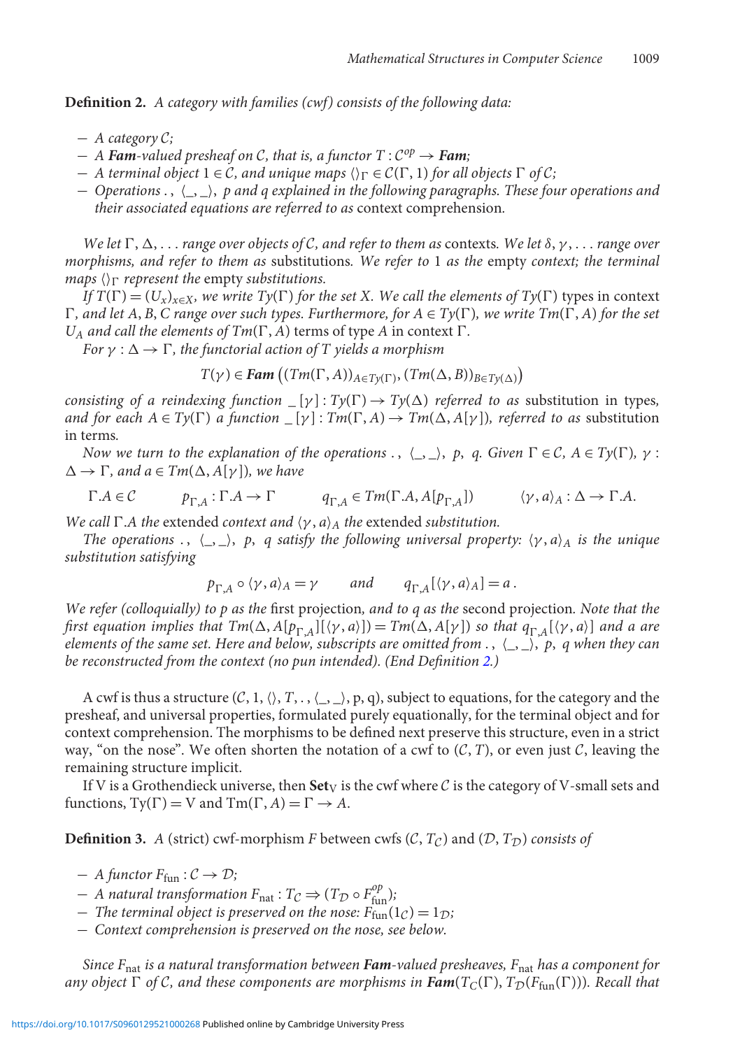**Definition 2.** *A category with families (cwf) consists of the following data:*

- *A category $\mathcal{C}$;*
- *A **Fam**-valued presheaf on $\mathcal{C}$, that is, a functor $T : \mathcal{C}^{op} \to \textbf{Fam}$;*
- *A terminal object $1 \in \mathcal{C}$, and unique maps $\langle\rangle_\Gamma \in \mathcal{C}(\Gamma, 1)$ for all objects $\Gamma$ of $\mathcal{C}$;*
- *Operations $.\,$, $\langle \_, \_ \rangle$, $p$ and $q$ explained in the following paragraphs. These four operations and their associated equations are referred to as* context comprehension*.*

*We let $\Gamma, \Delta, \ldots$ range over objects of $\mathcal{C}$, and refer to them as* contexts*. We let $\delta, \gamma, \ldots$ range over morphisms, and refer to them as* substitutions*. We refer to $1$ as the* empty *context; the terminal maps $\langle\rangle_\Gamma$ represent the* empty *substitutions.*

*If $T(\Gamma) = (U_x)_{x \in X}$, we write $Ty(\Gamma)$ for the set $X$. We call the elements of $Ty(\Gamma)$* types *in context $\Gamma$, and let $A, B, C$ range over such types. Furthermore, for $A \in Ty(\Gamma)$, we write $Tm(\Gamma, A)$ for the set $U_A$ and call the elements of $Tm(\Gamma, A)$* terms *of type $A$ in context $\Gamma$.*

*For $\gamma : \Delta \to \Gamma$, the functorial action of $T$ yields a morphism*

$$T(\gamma) \in \textbf{Fam}\left((Tm(\Gamma, A))_{A \in Ty(\Gamma)}, (Tm(\Delta, B))_{B \in Ty(\Delta)}\right)$$

*consisting of a reindexing function $\_[\gamma] : Ty(\Gamma) \to Ty(\Delta)$ referred to as* substitution in types*, and for each $A \in Ty(\Gamma)$ a function $\_[\gamma] : Tm(\Gamma, A) \to Tm(\Delta, A[\gamma])$, referred to as* substitution in terms*.*

*Now we turn to the explanation of the operations $.\,$, $\langle \_, \_ \rangle$, $p$, $q$. Given $\Gamma \in \mathcal{C}$, $A \in Ty(\Gamma)$, $\gamma : \Delta \to \Gamma$, and $a \in Tm(\Delta, A[\gamma])$, we have*

$$\Gamma.A \in \mathcal{C} \qquad p_{\Gamma,A} : \Gamma.A \to \Gamma \qquad q_{\Gamma,A} \in Tm(\Gamma.A, A[p_{\Gamma,A}]) \qquad \langle \gamma, a \rangle_A : \Delta \to \Gamma.A.$$

*We call $\Gamma.A$ the* extended *context and $\langle \gamma, a \rangle_A$ the* extended *substitution.*

*The operations $.\,$, $\langle \_, \_ \rangle$, $p$, $q$ satisfy the following universal property: $\langle \gamma, a \rangle_A$ is the unique substitution satisfying*

$$p_{\Gamma,A} \circ \langle \gamma, a \rangle_A = \gamma \qquad \text{and} \qquad q_{\Gamma,A}[\langle \gamma, a \rangle_A] = a\,.$$

*We refer (colloquially) to $p$ as the* first projection*, and to $q$ as the* second projection*. Note that the first equation implies that $Tm(\Delta, A[p_{\Gamma,A}][\langle \gamma, a \rangle]) = Tm(\Delta, A[\gamma])$ so that $q_{\Gamma,A}[\langle \gamma, a \rangle]$ and $a$ are elements of the same set. Here and below, subscripts are omitted from $.\,$, $\langle \_, \_ \rangle$, $p$, $q$ when they can be reconstructed from the context (no pun intended). (End Definition 2.)*

A cwf is thus a structure $(\mathcal{C}, 1, \langle\rangle, T, .\,, \langle \_, \_ \rangle, \mathrm{p}, \mathrm{q})$, subject to equations, for the category and the presheaf, and universal properties, formulated purely equationally, for the terminal object and for context comprehension. The morphisms to be defined next preserve this structure, even in a strict way, "on the nose". We often shorten the notation of a cwf to $(\mathcal{C}, T)$, or even just $\mathcal{C}$, leaving the remaining structure implicit.

If V is a Grothendieck universe, then $\mathbf{Set}_\mathrm{V}$ is the cwf where $\mathcal{C}$ is the category of V-small sets and functions, $\mathrm{Ty}(\Gamma) = \mathrm{V}$ and $\mathrm{Tm}(\Gamma, A) = \Gamma \to A$.

**Definition 3.** *A* (strict) cwf-morphism *$F$ between cwfs $(\mathcal{C}, T_\mathcal{C})$ and $(\mathcal{D}, T_\mathcal{D})$ consists of*

- *A functor $F_{\text{fun}} : \mathcal{C} \to \mathcal{D}$;*
- *A natural transformation $F_{\text{nat}} : T_\mathcal{C} \Rightarrow (T_\mathcal{D} \circ F_{\text{fun}}^{op})$;*
- *The terminal object is preserved on the nose: $F_{\text{fun}}(1_\mathcal{C}) = 1_\mathcal{D}$;*
- *Context comprehension is preserved on the nose, see below.*

*Since $F_{\text{nat}}$ is a natural transformation between **Fam**-valued presheaves, $F_{\text{nat}}$ has a component for any object $\Gamma$ of $\mathcal{C}$, and these components are morphisms in $\textbf{Fam}(T_\mathcal{C}(\Gamma), T_\mathcal{D}(F_{\text{fun}}(\Gamma)))$. Recall that*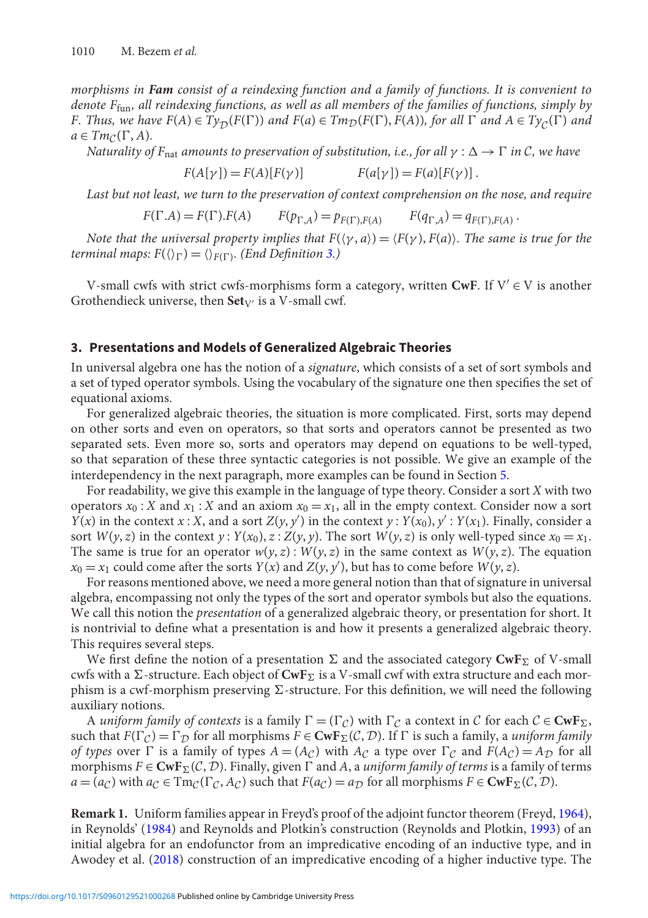*morphisms in **Fam** consist of a reindexing function and a family of functions. It is convenient to denote $F_{\text{fun}}$, all reindexing functions, as well as all members of the families of functions, simply by $F$. Thus, we have $F(A) \in Ty_{\mathcal{D}}(F(\Gamma))$ and $F(a) \in Tm_{\mathcal{D}}(F(\Gamma), F(A))$, for all $\Gamma$ and $A \in Ty_{\mathcal{C}}(\Gamma)$ and $a \in Tm_{\mathcal{C}}(\Gamma, A)$.*

*Naturality of $F_{\text{nat}}$ amounts to preservation of substitution, i.e., for all $\gamma : \Delta \to \Gamma$ in $\mathcal{C}$, we have*

$$F(A[\gamma]) = F(A)[F(\gamma)] \qquad\qquad F(a[\gamma]) = F(a)[F(\gamma)]\,.$$

*Last but not least, we turn to the preservation of context comprehension on the nose, and require*

$$F(\Gamma.A) = F(\Gamma).F(A) \qquad F(p_{\Gamma,A}) = p_{F(\Gamma),F(A)} \qquad F(q_{\Gamma,A}) = q_{F(\Gamma),F(A)}\,.$$

*Note that the universal property implies that $F(\langle\gamma, a\rangle) = \langle F(\gamma), F(a)\rangle$. The same is true for the terminal maps: $F(\langle\rangle_{\Gamma}) = \langle\rangle_{F(\Gamma)}$. (End Definition 3.)*

V-small cwfs with strict cwfs-morphisms form a category, written **CwF**. If $V' \in V$ is another Grothendieck universe, then $\mathbf{Set}_{V'}$ is a V-small cwf.

## 3. Presentations and Models of Generalized Algebraic Theories

In universal algebra one has the notion of a *signature*, which consists of a set of sort symbols and a set of typed operator symbols. Using the vocabulary of the signature one then specifies the set of equational axioms.

For generalized algebraic theories, the situation is more complicated. First, sorts may depend on other sorts and even on operators, so that sorts and operators cannot be presented as two separated sets. Even more so, sorts and operators may depend on equations to be well-typed, so that separation of these three syntactic categories is not possible. We give an example of the interdependency in the next paragraph, more examples can be found in Section 5.

For readability, we give this example in the language of type theory. Consider a sort $X$ with two operators $x_0 : X$ and $x_1 : X$ and an axiom $x_0 = x_1$, all in the empty context. Consider now a sort $Y(x)$ in the context $x : X$, and a sort $Z(y, y')$ in the context $y : Y(x_0), y' : Y(x_1)$. Finally, consider a sort $W(y, z)$ in the context $y : Y(x_0), z : Z(y, y)$. The sort $W(y, z)$ is only well-typed since $x_0 = x_1$. The same is true for an operator $w(y, z) : W(y, z)$ in the same context as $W(y, z)$. The equation $x_0 = x_1$ could come after the sorts $Y(x)$ and $Z(y, y')$, but has to come before $W(y, z)$.

For reasons mentioned above, we need a more general notion than that of signature in universal algebra, encompassing not only the types of the sort and operator symbols but also the equations. We call this notion the *presentation* of a generalized algebraic theory, or presentation for short. It is nontrivial to define what a presentation is and how it presents a generalized algebraic theory. This requires several steps.

We first define the notion of a presentation $\Sigma$ and the associated category $\mathbf{CwF}_{\Sigma}$ of V-small cwfs with a $\Sigma$-structure. Each object of $\mathbf{CwF}_{\Sigma}$ is a V-small cwf with extra structure and each morphism is a cwf-morphism preserving $\Sigma$-structure. For this definition, we will need the following auxiliary notions.

A *uniform family of contexts* is a family $\Gamma = (\Gamma_{\mathcal{C}})$ with $\Gamma_{\mathcal{C}}$ a context in $\mathcal{C}$ for each $\mathcal{C} \in \mathbf{CwF}_{\Sigma}$, such that $F(\Gamma_{\mathcal{C}}) = \Gamma_{\mathcal{D}}$ for all morphisms $F \in \mathbf{CwF}_{\Sigma}(\mathcal{C}, \mathcal{D})$. If $\Gamma$ is such a family, a *uniform family of types* over $\Gamma$ is a family of types $A = (A_{\mathcal{C}})$ with $A_{\mathcal{C}}$ a type over $\Gamma_{\mathcal{C}}$ and $F(A_{\mathcal{C}}) = A_{\mathcal{D}}$ for all morphisms $F \in \mathbf{CwF}_{\Sigma}(\mathcal{C}, \mathcal{D})$. Finally, given $\Gamma$ and $A$, a *uniform family of terms* is a family of terms $a = (a_{\mathcal{C}})$ with $a_{\mathcal{C}} \in \mathrm{Tm}_{\mathcal{C}}(\Gamma_{\mathcal{C}}, A_{\mathcal{C}})$ such that $F(a_{\mathcal{C}}) = a_{\mathcal{D}}$ for all morphisms $F \in \mathbf{CwF}_{\Sigma}(\mathcal{C}, \mathcal{D})$.

**Remark 1.** Uniform families appear in Freyd's proof of the adjoint functor theorem (Freyd, 1964), in Reynolds' (1984) and Reynolds and Plotkin's construction (Reynolds and Plotkin, 1993) of an initial algebra for an endofunctor from an impredicative encoding of an inductive type, and in Awodey et al. (2018) construction of an impredicative encoding of a higher inductive type. The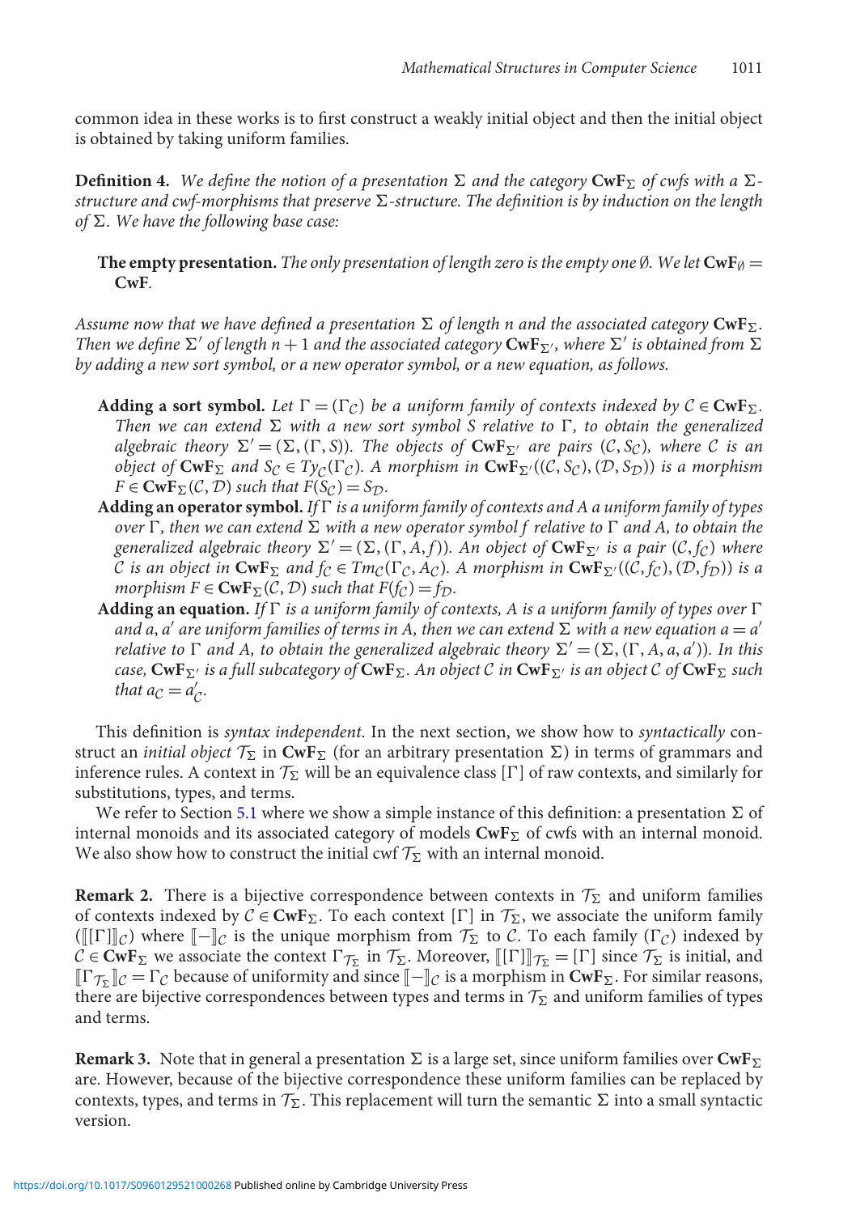common idea in these works is to first construct a weakly initial object and then the initial object is obtained by taking uniform families.

**Definition 4.** *We define the notion of a presentation $\Sigma$ and the category $\mathbf{CwF}_\Sigma$ of cwfs with a $\Sigma$-structure and cwf-morphisms that preserve $\Sigma$-structure. The definition is by induction on the length of $\Sigma$. We have the following base case:*

> **The empty presentation.** *The only presentation of length zero is the empty one $\emptyset$. We let $\mathbf{CwF}_\emptyset = \mathbf{CwF}$.*

*Assume now that we have defined a presentation $\Sigma$ of length $n$ and the associated category $\mathbf{CwF}_\Sigma$. Then we define $\Sigma'$ of length $n+1$ and the associated category $\mathbf{CwF}_{\Sigma'}$, where $\Sigma'$ is obtained from $\Sigma$ by adding a new sort symbol, or a new operator symbol, or a new equation, as follows.*

- **Adding a sort symbol.** *Let $\Gamma = (\Gamma_\mathcal{C})$ be a uniform family of contexts indexed by $\mathcal{C} \in \mathbf{CwF}_\Sigma$. Then we can extend $\Sigma$ with a new sort symbol $S$ relative to $\Gamma$, to obtain the generalized algebraic theory $\Sigma' = (\Sigma, (\Gamma, S))$. The objects of $\mathbf{CwF}_{\Sigma'}$ are pairs $(\mathcal{C}, S_\mathcal{C})$, where $\mathcal{C}$ is an object of $\mathbf{CwF}_\Sigma$ and $S_\mathcal{C} \in Ty_\mathcal{C}(\Gamma_\mathcal{C})$. A morphism in $\mathbf{CwF}_{\Sigma'}((\mathcal{C}, S_\mathcal{C}), (\mathcal{D}, S_\mathcal{D}))$ is a morphism $F \in \mathbf{CwF}_\Sigma(\mathcal{C}, \mathcal{D})$ such that $F(S_\mathcal{C}) = S_\mathcal{D}$.*
- **Adding an operator symbol.** *If $\Gamma$ is a uniform family of contexts and $A$ a uniform family of types over $\Gamma$, then we can extend $\Sigma$ with a new operator symbol $f$ relative to $\Gamma$ and $A$, to obtain the generalized algebraic theory $\Sigma' = (\Sigma, (\Gamma, A, f))$. An object of $\mathbf{CwF}_{\Sigma'}$ is a pair $(\mathcal{C}, f_\mathcal{C})$ where $\mathcal{C}$ is an object in $\mathbf{CwF}_\Sigma$ and $f_\mathcal{C} \in Tm_\mathcal{C}(\Gamma_\mathcal{C}, A_\mathcal{C})$. A morphism in $\mathbf{CwF}_{\Sigma'}((\mathcal{C}, f_\mathcal{C}), (\mathcal{D}, f_\mathcal{D}))$ is a morphism $F \in \mathbf{CwF}_\Sigma(\mathcal{C}, \mathcal{D})$ such that $F(f_\mathcal{C}) = f_\mathcal{D}$.*
- **Adding an equation.** *If $\Gamma$ is a uniform family of contexts, $A$ is a uniform family of types over $\Gamma$ and $a, a'$ are uniform families of terms in $A$, then we can extend $\Sigma$ with a new equation $a = a'$ relative to $\Gamma$ and $A$, to obtain the generalized algebraic theory $\Sigma' = (\Sigma, (\Gamma, A, a, a'))$. In this case, $\mathbf{CwF}_{\Sigma'}$ is a full subcategory of $\mathbf{CwF}_\Sigma$. An object $\mathcal{C}$ in $\mathbf{CwF}_{\Sigma'}$ is an object $\mathcal{C}$ of $\mathbf{CwF}_\Sigma$ such that $a_\mathcal{C} = a'_\mathcal{C}$.*

This definition is *syntax independent*. In the next section, we show how to *syntactically* construct an *initial object* $\mathcal{T}_\Sigma$ in $\mathbf{CwF}_\Sigma$ (for an arbitrary presentation $\Sigma$) in terms of grammars and inference rules. A context in $\mathcal{T}_\Sigma$ will be an equivalence class $[\Gamma]$ of raw contexts, and similarly for substitutions, types, and terms.

We refer to Section 5.1 where we show a simple instance of this definition: a presentation $\Sigma$ of internal monoids and its associated category of models $\mathbf{CwF}_\Sigma$ of cwfs with an internal monoid. We also show how to construct the initial cwf $\mathcal{T}_\Sigma$ with an internal monoid.

**Remark 2.** There is a bijective correspondence between contexts in $\mathcal{T}_\Sigma$ and uniform families of contexts indexed by $\mathcal{C} \in \mathbf{CwF}_\Sigma$. To each context $[\Gamma]$ in $\mathcal{T}_\Sigma$, we associate the uniform family $(\llbracket[\Gamma]\rrbracket_\mathcal{C})$ where $\llbracket - \rrbracket_\mathcal{C}$ is the unique morphism from $\mathcal{T}_\Sigma$ to $\mathcal{C}$. To each family $(\Gamma_\mathcal{C})$ indexed by $\mathcal{C} \in \mathbf{CwF}_\Sigma$ we associate the context $\Gamma_{\mathcal{T}_\Sigma}$ in $\mathcal{T}_\Sigma$. Moreover, $\llbracket[\Gamma]\rrbracket_{\mathcal{T}_\Sigma} = [\Gamma]$ since $\mathcal{T}_\Sigma$ is initial, and $\llbracket\Gamma_{\mathcal{T}_\Sigma}\rrbracket_\mathcal{C} = \Gamma_\mathcal{C}$ because of uniformity and since $\llbracket - \rrbracket_\mathcal{C}$ is a morphism in $\mathbf{CwF}_\Sigma$. For similar reasons, there are bijective correspondences between types and terms in $\mathcal{T}_\Sigma$ and uniform families of types and terms.

**Remark 3.** Note that in general a presentation $\Sigma$ is a large set, since uniform families over $\mathbf{CwF}_\Sigma$ are. However, because of the bijective correspondence these uniform families can be replaced by contexts, types, and terms in $\mathcal{T}_\Sigma$. This replacement will turn the semantic $\Sigma$ into a small syntactic version.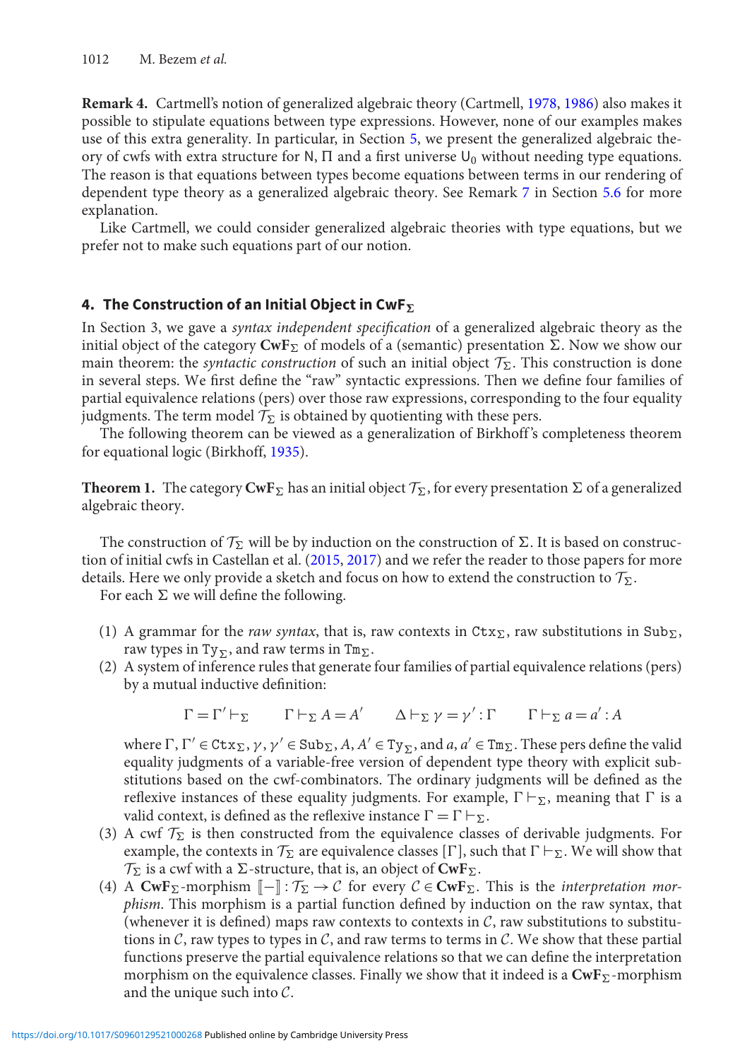**Remark 4.** Cartmell's notion of generalized algebraic theory (Cartmell, 1978, 1986) also makes it possible to stipulate equations between type expressions. However, none of our examples makes use of this extra generality. In particular, in Section 5, we present the generalized algebraic theory of cwfs with extra structure for $\mathsf{N}$, $\Pi$ and a first universe $\mathsf{U}_0$ without needing type equations. The reason is that equations between types become equations between terms in our rendering of dependent type theory as a generalized algebraic theory. See Remark 7 in Section 5.6 for more explanation.

Like Cartmell, we could consider generalized algebraic theories with type equations, but we prefer not to make such equations part of our notion.

## 4. The Construction of an Initial Object in $\mathbf{CwF}_\Sigma$

In Section 3, we gave a *syntax independent specification* of a generalized algebraic theory as the initial object of the category $\mathbf{CwF}_\Sigma$ of models of a (semantic) presentation $\Sigma$. Now we show our main theorem: the *syntactic construction* of such an initial object $\mathcal{T}_\Sigma$. This construction is done in several steps. We first define the "raw" syntactic expressions. Then we define four families of partial equivalence relations (pers) over those raw expressions, corresponding to the four equality judgments. The term model $\mathcal{T}_\Sigma$ is obtained by quotienting with these pers.

The following theorem can be viewed as a generalization of Birkhoff's completeness theorem for equational logic (Birkhoff, 1935).

**Theorem 1.** The category $\mathbf{CwF}_\Sigma$ has an initial object $\mathcal{T}_\Sigma$, for every presentation $\Sigma$ of a generalized algebraic theory.

The construction of $\mathcal{T}_\Sigma$ will be by induction on the construction of $\Sigma$. It is based on construction of initial cwfs in Castellan et al. (2015, 2017) and we refer the reader to those papers for more details. Here we only provide a sketch and focus on how to extend the construction to $\mathcal{T}_\Sigma$.

For each $\Sigma$ we will define the following.

(1) A grammar for the *raw syntax*, that is, raw contexts in $\mathtt{Ctx}_\Sigma$, raw substitutions in $\mathtt{Sub}_\Sigma$, raw types in $\mathtt{Ty}_\Sigma$, and raw terms in $\mathtt{Tm}_\Sigma$.

(2) A system of inference rules that generate four families of partial equivalence relations (pers) by a mutual inductive definition:

$$\Gamma = \Gamma' \vdash_\Sigma \qquad \Gamma \vdash_\Sigma A = A' \qquad \Delta \vdash_\Sigma \gamma = \gamma' : \Gamma \qquad \Gamma \vdash_\Sigma a = a' : A$$

where $\Gamma, \Gamma' \in \mathtt{Ctx}_\Sigma$, $\gamma, \gamma' \in \mathtt{Sub}_\Sigma$, $A, A' \in \mathtt{Ty}_\Sigma$, and $a, a' \in \mathtt{Tm}_\Sigma$. These pers define the valid equality judgments of a variable-free version of dependent type theory with explicit substitutions based on the cwf-combinators. The ordinary judgments will be defined as the reflexive instances of these equality judgments. For example, $\Gamma \vdash_\Sigma$, meaning that $\Gamma$ is a valid context, is defined as the reflexive instance $\Gamma = \Gamma \vdash_\Sigma$.

(3) A cwf $\mathcal{T}_\Sigma$ is then constructed from the equivalence classes of derivable judgments. For example, the contexts in $\mathcal{T}_\Sigma$ are equivalence classes $[\Gamma]$, such that $\Gamma \vdash_\Sigma$. We will show that $\mathcal{T}_\Sigma$ is a cwf with a $\Sigma$-structure, that is, an object of $\mathbf{CwF}_\Sigma$.

(4) A $\mathbf{CwF}_\Sigma$-morphism $[\![-]\!] : \mathcal{T}_\Sigma \to \mathcal{C}$ for every $\mathcal{C} \in \mathbf{CwF}_\Sigma$. This is the *interpretation morphism*. This morphism is a partial function defined by induction on the raw syntax, that (whenever it is defined) maps raw contexts to contexts in $\mathcal{C}$, raw substitutions to substitutions in $\mathcal{C}$, raw types to types in $\mathcal{C}$, and raw terms to terms in $\mathcal{C}$. We show that these partial functions preserve the partial equivalence relations so that we can define the interpretation morphism on the equivalence classes. Finally we show that it indeed is a $\mathbf{CwF}_\Sigma$-morphism and the unique such into $\mathcal{C}$.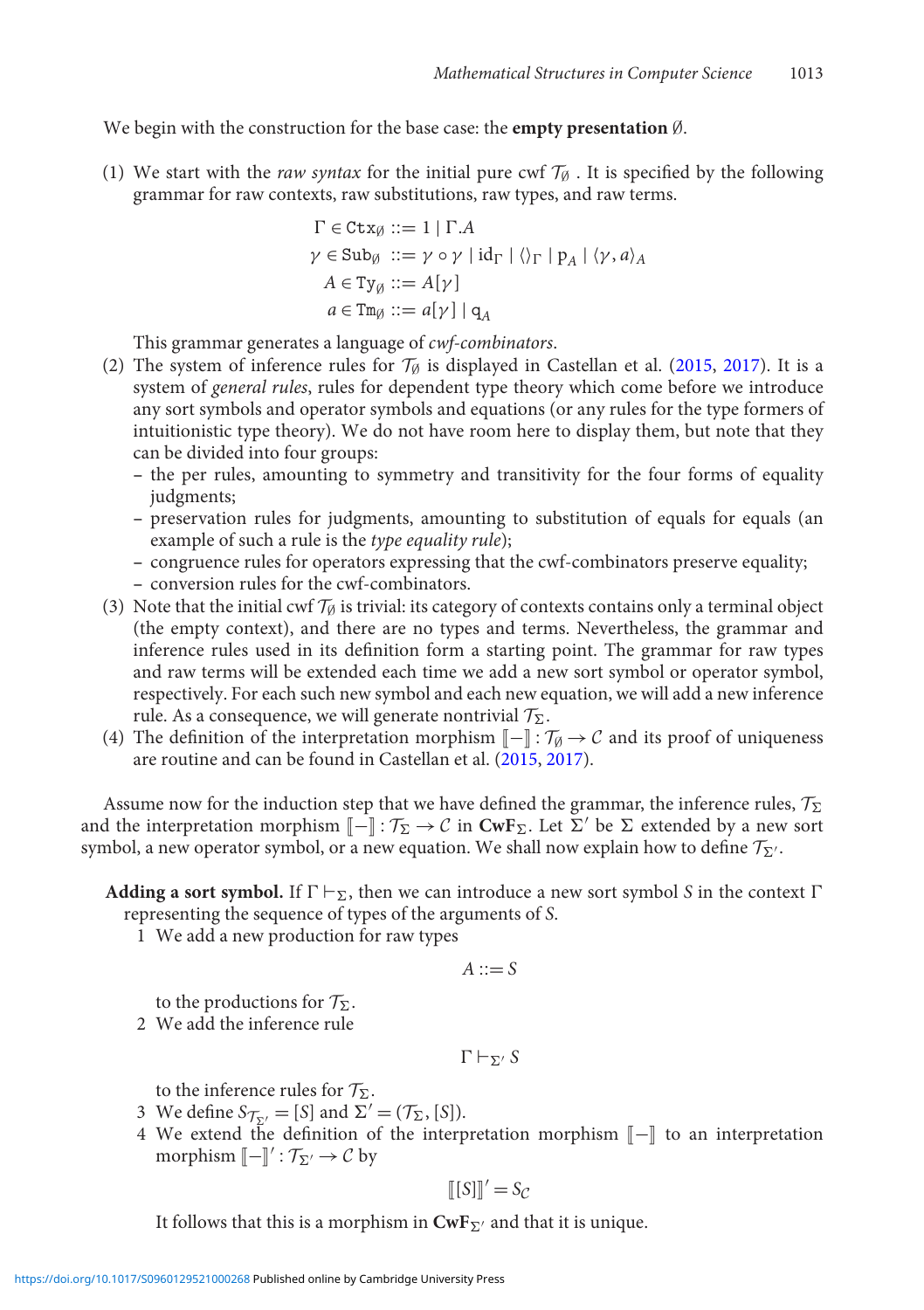We begin with the construction for the base case: the **empty presentation** $\emptyset$.

(1) We start with the *raw syntax* for the initial pure cwf $\mathcal{T}_\emptyset$ . It is specified by the following grammar for raw contexts, raw substitutions, raw types, and raw terms.

$$
\begin{aligned}
\Gamma \in \mathtt{Ctx}_\emptyset &::= 1 \mid \Gamma.A \\
\gamma \in \mathtt{Sub}_\emptyset &::= \gamma \circ \gamma \mid \mathrm{id}_\Gamma \mid \langle\rangle_\Gamma \mid \mathrm{p}_A \mid \langle \gamma, a\rangle_A \\
A \in \mathtt{Ty}_\emptyset &::= A[\gamma] \\
a \in \mathtt{Tm}_\emptyset &::= a[\gamma] \mid \mathrm{q}_A
\end{aligned}
$$

This grammar generates a language of *cwf-combinators*.

(2) The system of inference rules for $\mathcal{T}_\emptyset$ is displayed in Castellan et al. (2015, 2017). It is a system of *general rules*, rules for dependent type theory which come before we introduce any sort symbols and operator symbols and equations (or any rules for the type formers of intuitionistic type theory). We do not have room here to display them, but note that they can be divided into four groups:
   - the per rules, amounting to symmetry and transitivity for the four forms of equality judgments;
   - preservation rules for judgments, amounting to substitution of equals for equals (an example of such a rule is the *type equality rule*);
   - congruence rules for operators expressing that the cwf-combinators preserve equality;
   - conversion rules for the cwf-combinators.

(3) Note that the initial cwf $\mathcal{T}_\emptyset$ is trivial: its category of contexts contains only a terminal object (the empty context), and there are no types and terms. Nevertheless, the grammar and inference rules used in its definition form a starting point. The grammar for raw types and raw terms will be extended each time we add a new sort symbol or operator symbol, respectively. For each such new symbol and each new equation, we will add a new inference rule. As a consequence, we will generate nontrivial $\mathcal{T}_\Sigma$.

(4) The definition of the interpretation morphism $[\![-]\!] : \mathcal{T}_\emptyset \to \mathcal{C}$ and its proof of uniqueness are routine and can be found in Castellan et al. (2015, 2017).

Assume now for the induction step that we have defined the grammar, the inference rules, $\mathcal{T}_\Sigma$ and the interpretation morphism $[\![-]\!] : \mathcal{T}_\Sigma \to \mathcal{C}$ in $\mathbf{CwF}_\Sigma$. Let $\Sigma'$ be $\Sigma$ extended by a new sort symbol, a new operator symbol, or a new equation. We shall now explain how to define $\mathcal{T}_{\Sigma'}$.

**Adding a sort symbol.** If $\Gamma \vdash_\Sigma$, then we can introduce a new sort symbol $S$ in the context $\Gamma$ representing the sequence of types of the arguments of $S$.

1. We add a new production for raw types

$$A ::= S$$

to the productions for $\mathcal{T}_\Sigma$.

2. We add the inference rule

$$\Gamma \vdash_{\Sigma'} S$$

to the inference rules for $\mathcal{T}_\Sigma$.

3. We define $S_{\mathcal{T}_{\Sigma'}} = [S]$ and $\Sigma' = (\mathcal{T}_\Sigma, [S])$.

4. We extend the definition of the interpretation morphism $[\![-]\!]$ to an interpretation morphism $[\![-]\!]' : \mathcal{T}_{\Sigma'} \to \mathcal{C}$ by

$$[\![[S]]\!]' = S_\mathcal{C}$$

It follows that this is a morphism in $\mathbf{CwF}_{\Sigma'}$ and that it is unique.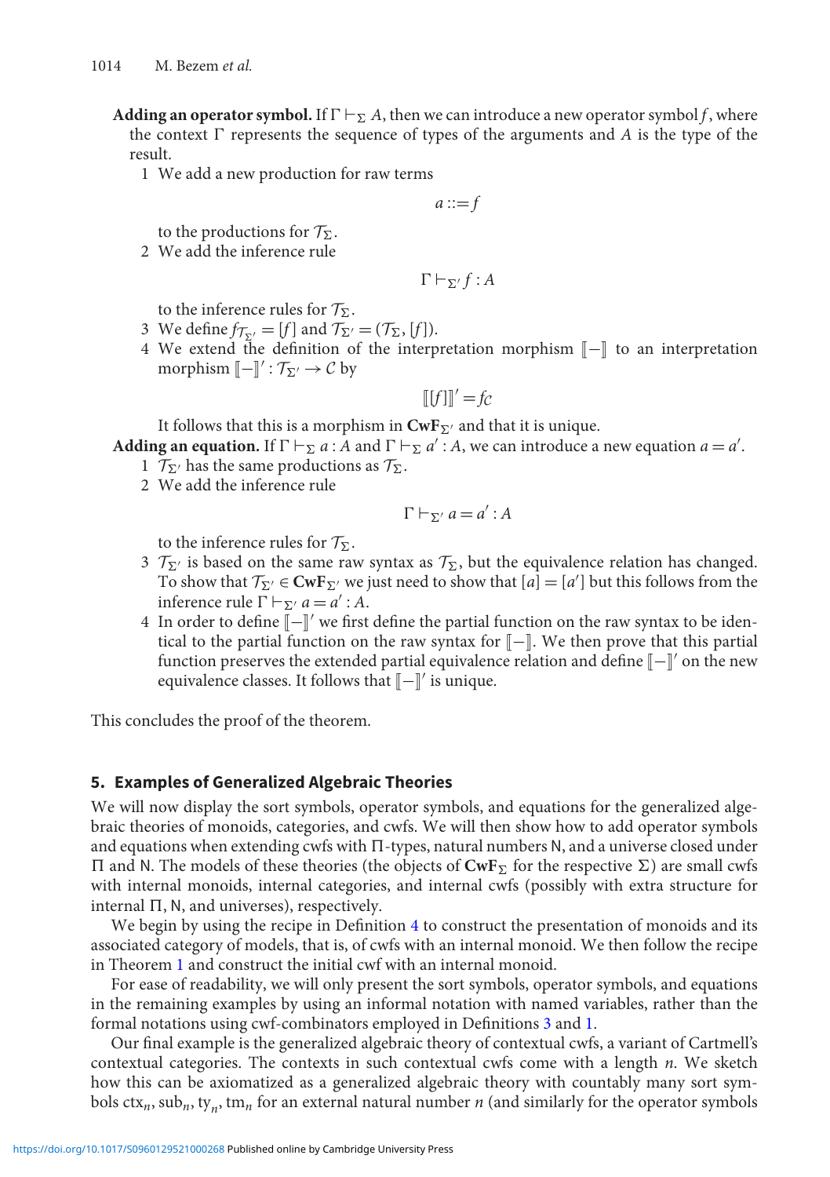**Adding an operator symbol.** If $\Gamma \vdash_\Sigma A$, then we can introduce a new operator symbol $f$, where the context $\Gamma$ represents the sequence of types of the arguments and $A$ is the type of the result.

1. We add a new production for raw terms

$$a ::= f$$

to the productions for $\mathcal{T}_\Sigma$.

2. We add the inference rule

$$\Gamma \vdash_{\Sigma'} f : A$$

to the inference rules for $\mathcal{T}_\Sigma$.

3. We define $f_{\mathcal{T}_{\Sigma'}} = [f]$ and $\mathcal{T}_{\Sigma'} = (\mathcal{T}_\Sigma, [f])$.
4. We extend the definition of the interpretation morphism $[\![-]\!]$ to an interpretation morphism $[\![-]\!]' : \mathcal{T}_{\Sigma'} \to \mathcal{C}$ by

$$[\![[f]]\!]' = f_\mathcal{C}$$

It follows that this is a morphism in $\mathbf{CwF}_{\Sigma'}$ and that it is unique.

**Adding an equation.** If $\Gamma \vdash_\Sigma a : A$ and $\Gamma \vdash_\Sigma a' : A$, we can introduce a new equation $a = a'$.

1. $\mathcal{T}_{\Sigma'}$ has the same productions as $\mathcal{T}_\Sigma$.
2. We add the inference rule

$$\Gamma \vdash_{\Sigma'} a = a' : A$$

to the inference rules for $\mathcal{T}_\Sigma$.

3. $\mathcal{T}_{\Sigma'}$ is based on the same raw syntax as $\mathcal{T}_\Sigma$, but the equivalence relation has changed. To show that $\mathcal{T}_{\Sigma'} \in \mathbf{CwF}_{\Sigma'}$ we just need to show that $[a] = [a']$ but this follows from the inference rule $\Gamma \vdash_{\Sigma'} a = a' : A$.
4. In order to define $[\![-]\!]'$ we first define the partial function on the raw syntax to be identical to the partial function on the raw syntax for $[\![-]\!]$. We then prove that this partial function preserves the extended partial equivalence relation and define $[\![-]\!]'$ on the new equivalence classes. It follows that $[\![-]\!]'$ is unique.

This concludes the proof of the theorem.

## 5. Examples of Generalized Algebraic Theories

We will now display the sort symbols, operator symbols, and equations for the generalized algebraic theories of monoids, categories, and cwfs. We will then show how to add operator symbols and equations when extending cwfs with $\Pi$-types, natural numbers $\mathsf{N}$, and a universe closed under $\Pi$ and $\mathsf{N}$. The models of these theories (the objects of $\mathbf{CwF}_\Sigma$ for the respective $\Sigma$) are small cwfs with internal monoids, internal categories, and internal cwfs (possibly with extra structure for internal $\Pi$, $\mathsf{N}$, and universes), respectively.

We begin by using the recipe in Definition 4 to construct the presentation of monoids and its associated category of models, that is, of cwfs with an internal monoid. We then follow the recipe in Theorem 1 and construct the initial cwf with an internal monoid.

For ease of readability, we will only present the sort symbols, operator symbols, and equations in the remaining examples by using an informal notation with named variables, rather than the formal notations using cwf-combinators employed in Definitions 3 and 1.

Our final example is the generalized algebraic theory of contextual cwfs, a variant of Cartmell's contextual categories. The contexts in such contextual cwfs come with a length $n$. We sketch how this can be axiomatized as a generalized algebraic theory with countably many sort symbols $\mathrm{ctx}_n$, $\mathrm{sub}_n$, $\mathrm{ty}_n$, $\mathrm{tm}_n$ for an external natural number $n$ (and similarly for the operator symbols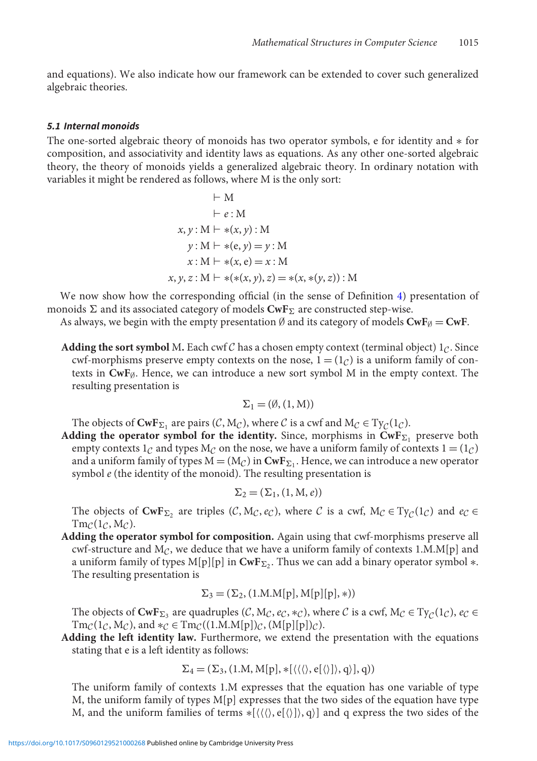and equations). We also indicate how our framework can be extended to cover such generalized algebraic theories.

### 5.1 Internal monoids

The one-sorted algebraic theory of monoids has two operator symbols, e for identity and $*$ for composition, and associativity and identity laws as equations. As any other one-sorted algebraic theory, the theory of monoids yields a generalized algebraic theory. In ordinary notation with variables it might be rendered as follows, where M is the only sort:

$$\begin{aligned}
&\vdash \mathrm{M}\\
&\vdash e : \mathrm{M}\\
x, y : \mathrm{M} &\vdash *(x, y) : \mathrm{M}\\
y : \mathrm{M} &\vdash *(\mathrm{e}, y) = y : \mathrm{M}\\
x : \mathrm{M} &\vdash *(x, \mathrm{e}) = x : \mathrm{M}\\
x, y, z : \mathrm{M} &\vdash *(*(x, y), z) = *(x, *(y, z)) : \mathrm{M}
\end{aligned}$$

We now show how the corresponding official (in the sense of Definition 4) presentation of monoids $\Sigma$ and its associated category of models $\mathbf{CwF}_\Sigma$ are constructed step-wise.

As always, we begin with the empty presentation $\emptyset$ and its category of models $\mathbf{CwF}_\emptyset = \mathbf{CwF}$.

**Adding the sort symbol** M. Each cwf $\mathcal{C}$ has a chosen empty context (terminal object) $1_\mathcal{C}$. Since cwf-morphisms preserve empty contexts on the nose, $1 = (1_\mathcal{C})$ is a uniform family of contexts in $\mathbf{CwF}_\emptyset$. Hence, we can introduce a new sort symbol M in the empty context. The resulting presentation is

$$\Sigma_1 = (\emptyset, (1, \mathrm{M}))$$

The objects of $\mathbf{CwF}_{\Sigma_1}$ are pairs $(\mathcal{C}, \mathrm{M}_\mathcal{C})$, where $\mathcal{C}$ is a cwf and $\mathrm{M}_\mathcal{C} \in \mathrm{Ty}_\mathcal{C}(1_\mathcal{C})$.

**Adding the operator symbol for the identity.** Since, morphisms in $\mathbf{CwF}_{\Sigma_1}$ preserve both empty contexts $1_\mathcal{C}$ and types $\mathrm{M}_\mathcal{C}$ on the nose, we have a uniform family of contexts $1 = (1_\mathcal{C})$ and a uniform family of types $\mathrm{M} = (\mathrm{M}_\mathcal{C})$ in $\mathbf{CwF}_{\Sigma_1}$. Hence, we can introduce a new operator symbol $e$ (the identity of the monoid). The resulting presentation is

$$\Sigma_2 = (\Sigma_1, (1, \mathrm{M}, e))$$

The objects of $\mathbf{CwF}_{\Sigma_2}$ are triples $(\mathcal{C}, \mathrm{M}_\mathcal{C}, e_\mathcal{C})$, where $\mathcal{C}$ is a cwf, $\mathrm{M}_\mathcal{C} \in \mathrm{Ty}_\mathcal{C}(1_\mathcal{C})$ and $e_\mathcal{C} \in \mathrm{Tm}_\mathcal{C}(1_\mathcal{C}, \mathrm{M}_\mathcal{C})$.

**Adding the operator symbol for composition.** Again using that cwf-morphisms preserve all cwf-structure and $\mathrm{M}_\mathcal{C}$, we deduce that we have a uniform family of contexts 1.M.M[p] and a uniform family of types M[p][p] in $\mathbf{CwF}_{\Sigma_2}$. Thus we can add a binary operator symbol $*$. The resulting presentation is

$$\Sigma_3 = (\Sigma_2, (1.\mathrm{M}.\mathrm{M}[\mathrm{p}], \mathrm{M}[\mathrm{p}][\mathrm{p}], *))$$

The objects of $\mathbf{CwF}_{\Sigma_3}$ are quadruples $(\mathcal{C}, \mathrm{M}_\mathcal{C}, e_\mathcal{C}, *_\mathcal{C})$, where $\mathcal{C}$ is a cwf, $\mathrm{M}_\mathcal{C} \in \mathrm{Ty}_\mathcal{C}(1_\mathcal{C})$, $e_\mathcal{C} \in \mathrm{Tm}_\mathcal{C}(1_\mathcal{C}, \mathrm{M}_\mathcal{C})$, and $*_\mathcal{C} \in \mathrm{Tm}_\mathcal{C}((1.\mathrm{M}.\mathrm{M}[\mathrm{p}])_\mathcal{C}, (\mathrm{M}[\mathrm{p}][\mathrm{p}])_\mathcal{C})$.

**Adding the left identity law.** Furthermore, we extend the presentation with the equations stating that e is a left identity as follows:

$$\Sigma_4 = (\Sigma_3, (1.\mathrm{M}, \mathrm{M}[\mathrm{p}], *[\langle\langle\langle\rangle, \mathrm{e}[\langle\rangle]\rangle, \mathrm{q}\rangle], \mathrm{q}))$$

The uniform family of contexts 1.M expresses that the equation has one variable of type M, the uniform family of types M[p] expresses that the two sides of the equation have type M, and the uniform families of terms $*[\langle\langle\langle\rangle, \mathrm{e}[\langle\rangle]\rangle, \mathrm{q}\rangle]$ and q express the two sides of the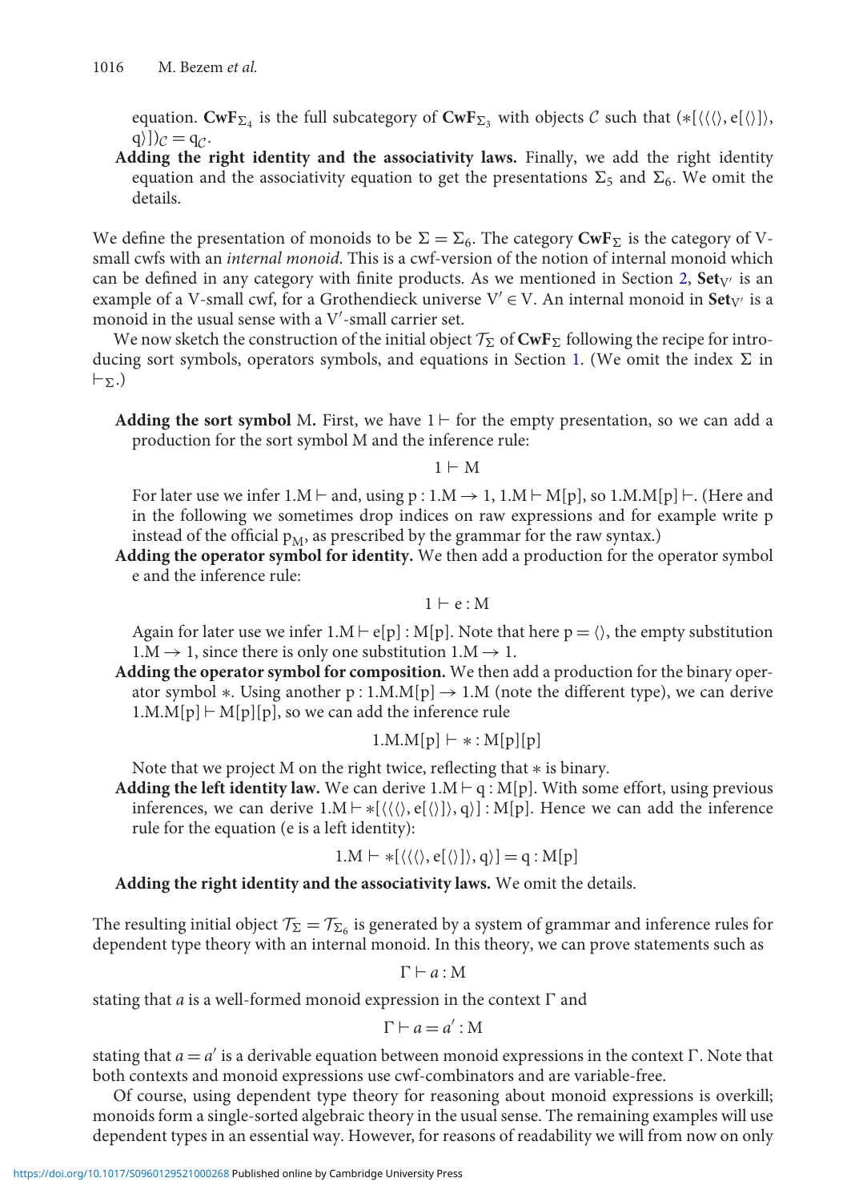equation. $\mathbf{CwF}_{\Sigma_4}$ is the full subcategory of $\mathbf{CwF}_{\Sigma_3}$ with objects $\mathcal{C}$ such that $(*[\langle\langle\langle\rangle, \mathrm{e}[\langle\rangle]\rangle, \mathrm{q}\rangle])_{\mathcal{C}} = \mathrm{q}_{\mathcal{C}}$.

**Adding the right identity and the associativity laws.** Finally, we add the right identity equation and the associativity equation to get the presentations $\Sigma_5$ and $\Sigma_6$. We omit the details.

We define the presentation of monoids to be $\Sigma = \Sigma_6$. The category $\mathbf{CwF}_\Sigma$ is the category of V-small cwfs with an *internal monoid*. This is a cwf-version of the notion of internal monoid which can be defined in any category with finite products. As we mentioned in Section 2, $\mathbf{Set}_{\mathrm{V}'}$ is an example of a V-small cwf, for a Grothendieck universe $\mathrm{V}' \in \mathrm{V}$. An internal monoid in $\mathbf{Set}_{\mathrm{V}'}$ is a monoid in the usual sense with a $\mathrm{V}'$-small carrier set.

We now sketch the construction of the initial object $\mathcal{T}_\Sigma$ of $\mathbf{CwF}_\Sigma$ following the recipe for introducing sort symbols, operators symbols, and equations in Section 1. (We omit the index $\Sigma$ in $\vdash_\Sigma$.)

**Adding the sort symbol** M**.** First, we have $1 \vdash$ for the empty presentation, so we can add a production for the sort symbol M and the inference rule:

$$1 \vdash \mathrm{M}$$

For later use we infer $1.\mathrm{M} \vdash$ and, using $\mathrm{p} : 1.\mathrm{M} \to 1$, $1.\mathrm{M} \vdash \mathrm{M}[\mathrm{p}]$, so $1.\mathrm{M}.\mathrm{M}[\mathrm{p}] \vdash$. (Here and in the following we sometimes drop indices on raw expressions and for example write p instead of the official $\mathrm{p}_\mathrm{M}$, as prescribed by the grammar for the raw syntax.)

**Adding the operator symbol for identity.** We then add a production for the operator symbol e and the inference rule:

$$1 \vdash \mathrm{e} : \mathrm{M}$$

Again for later use we infer $1.\mathrm{M} \vdash \mathrm{e}[\mathrm{p}] : \mathrm{M}[\mathrm{p}]$. Note that here $\mathrm{p} = \langle\rangle$, the empty substitution $1.\mathrm{M} \to 1$, since there is only one substitution $1.\mathrm{M} \to 1$.

**Adding the operator symbol for composition.** We then add a production for the binary operator symbol $*$. Using another $\mathrm{p} : 1.\mathrm{M}.\mathrm{M}[\mathrm{p}] \to 1.\mathrm{M}$ (note the different type), we can derive $1.\mathrm{M}.\mathrm{M}[\mathrm{p}] \vdash \mathrm{M}[\mathrm{p}][\mathrm{p}]$, so we can add the inference rule

$$1.\mathrm{M}.\mathrm{M}[\mathrm{p}] \vdash * : \mathrm{M}[\mathrm{p}][\mathrm{p}]$$

Note that we project M on the right twice, reflecting that $*$ is binary.

**Adding the left identity law.** We can derive $1.\mathrm{M} \vdash \mathrm{q} : \mathrm{M}[\mathrm{p}]$. With some effort, using previous inferences, we can derive $1.\mathrm{M} \vdash *[\langle\langle\langle\rangle, \mathrm{e}[\langle\rangle]\rangle, \mathrm{q}\rangle] : \mathrm{M}[\mathrm{p}]$. Hence we can add the inference rule for the equation (e is a left identity):

$$1.\mathrm{M} \vdash *[\langle\langle\langle\rangle, \mathrm{e}[\langle\rangle]\rangle, \mathrm{q}\rangle] = \mathrm{q} : \mathrm{M}[\mathrm{p}]$$

**Adding the right identity and the associativity laws.** We omit the details.

The resulting initial object $\mathcal{T}_\Sigma = \mathcal{T}_{\Sigma_6}$ is generated by a system of grammar and inference rules for dependent type theory with an internal monoid. In this theory, we can prove statements such as

$$\Gamma \vdash a : \mathrm{M}$$

stating that $a$ is a well-formed monoid expression in the context $\Gamma$ and

$$\Gamma \vdash a = a' : \mathrm{M}$$

stating that $a = a'$ is a derivable equation between monoid expressions in the context $\Gamma$. Note that both contexts and monoid expressions use cwf-combinators and are variable-free.

Of course, using dependent type theory for reasoning about monoid expressions is overkill; monoids form a single-sorted algebraic theory in the usual sense. The remaining examples will use dependent types in an essential way. However, for reasons of readability we will from now on only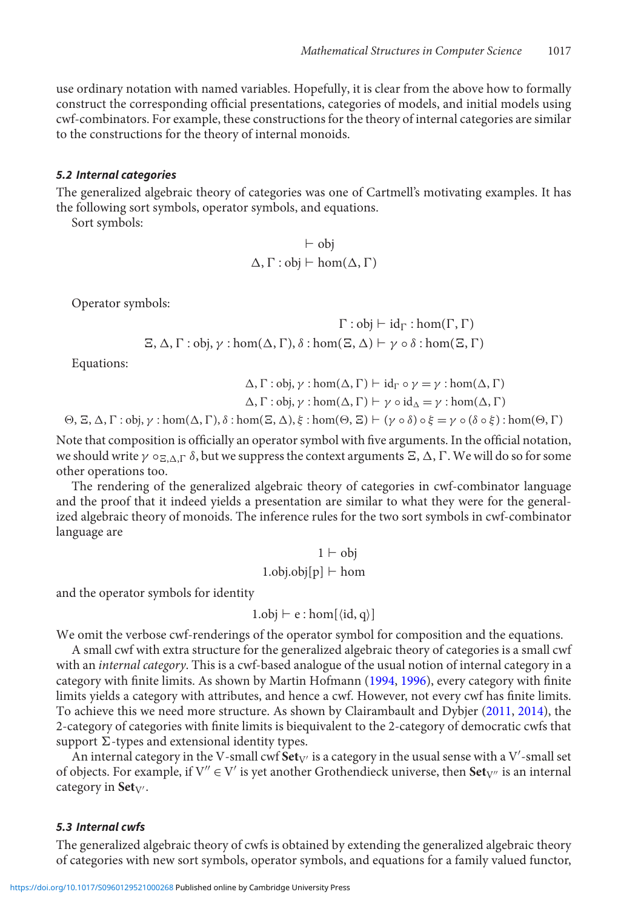use ordinary notation with named variables. Hopefully, it is clear from the above how to formally construct the corresponding official presentations, categories of models, and initial models using cwf-combinators. For example, these constructions for the theory of internal categories are similar to the constructions for the theory of internal monoids.

### *5.2 Internal categories*

The generalized algebraic theory of categories was one of Cartmell's motivating examples. It has the following sort symbols, operator symbols, and equations.

Sort symbols:

$$\vdash \mathrm{obj}$$
$$\Delta, \Gamma : \mathrm{obj} \vdash \mathrm{hom}(\Delta, \Gamma)$$

Operator symbols:

$$\Gamma : \mathrm{obj} \vdash \mathrm{id}_\Gamma : \mathrm{hom}(\Gamma, \Gamma)$$
$$\Xi, \Delta, \Gamma : \mathrm{obj}, \gamma : \mathrm{hom}(\Delta, \Gamma), \delta : \mathrm{hom}(\Xi, \Delta) \vdash \gamma \circ \delta : \mathrm{hom}(\Xi, \Gamma)$$

Equations:

$$\Delta, \Gamma : \mathrm{obj}, \gamma : \mathrm{hom}(\Delta, \Gamma) \vdash \mathrm{id}_\Gamma \circ \gamma = \gamma : \mathrm{hom}(\Delta, \Gamma)$$
$$\Delta, \Gamma : \mathrm{obj}, \gamma : \mathrm{hom}(\Delta, \Gamma) \vdash \gamma \circ \mathrm{id}_\Delta = \gamma : \mathrm{hom}(\Delta, \Gamma)$$
$$\Theta, \Xi, \Delta, \Gamma : \mathrm{obj}, \gamma : \mathrm{hom}(\Delta, \Gamma), \delta : \mathrm{hom}(\Xi, \Delta), \xi : \mathrm{hom}(\Theta, \Xi) \vdash (\gamma \circ \delta) \circ \xi = \gamma \circ (\delta \circ \xi) : \mathrm{hom}(\Theta, \Gamma)$$

Note that composition is officially an operator symbol with five arguments. In the official notation, we should write $\gamma \circ_{\Xi,\Delta,\Gamma} \delta$, but we suppress the context arguments $\Xi, \Delta, \Gamma$. We will do so for some other operations too.

The rendering of the generalized algebraic theory of categories in cwf-combinator language and the proof that it indeed yields a presentation are similar to what they were for the generalized algebraic theory of monoids. The inference rules for the two sort symbols in cwf-combinator language are

$$1 \vdash \mathrm{obj}$$
$$1.\mathrm{obj}.\mathrm{obj}[\mathrm{p}] \vdash \mathrm{hom}$$

and the operator symbols for identity

$$1.\mathrm{obj} \vdash \mathrm{e} : \mathrm{hom}[\langle \mathrm{id}, \mathrm{q} \rangle]$$

We omit the verbose cwf-renderings of the operator symbol for composition and the equations.

A small cwf with extra structure for the generalized algebraic theory of categories is a small cwf with an *internal category*. This is a cwf-based analogue of the usual notion of internal category in a category with finite limits. As shown by Martin Hofmann (1994, 1996), every category with finite limits yields a category with attributes, and hence a cwf. However, not every cwf has finite limits. To achieve this we need more structure. As shown by Clairambault and Dybjer (2011, 2014), the 2-category of categories with finite limits is biequivalent to the 2-category of democratic cwfs that support $\Sigma$-types and extensional identity types.

An internal category in the V-small cwf $\mathbf{Set}_{V'}$ is a category in the usual sense with a $V'$-small set of objects. For example, if $V'' \in V'$ is yet another Grothendieck universe, then $\mathbf{Set}_{V''}$ is an internal category in $\mathbf{Set}_{V'}$.

### *5.3 Internal cwfs*

The generalized algebraic theory of cwfs is obtained by extending the generalized algebraic theory of categories with new sort symbols, operator symbols, and equations for a family valued functor,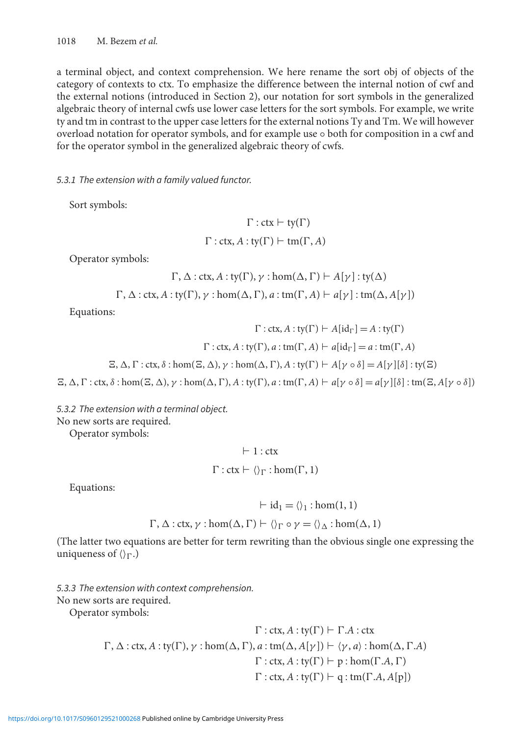a terminal object, and context comprehension. We here rename the sort obj of objects of the category of contexts to ctx. To emphasize the difference between the internal notion of cwf and the external notions (introduced in Section 2), our notation for sort symbols in the generalized algebraic theory of internal cwfs use lower case letters for the sort symbols. For example, we write ty and tm in contrast to the upper case letters for the external notions Ty and Tm. We will however overload notation for operator symbols, and for example use $\circ$ both for composition in a cwf and for the operator symbol in the generalized algebraic theory of cwfs.

#### *5.3.1 The extension with a family valued functor.*

Sort symbols:

$$\Gamma : \mathrm{ctx} \vdash \mathrm{ty}(\Gamma)$$

$$\Gamma : \mathrm{ctx}, A : \mathrm{ty}(\Gamma) \vdash \mathrm{tm}(\Gamma, A)$$

Operator symbols:

$$\Gamma, \Delta : \mathrm{ctx}, A : \mathrm{ty}(\Gamma), \gamma : \mathrm{hom}(\Delta, \Gamma) \vdash A[\gamma] : \mathrm{ty}(\Delta)$$

$$\Gamma, \Delta : \mathrm{ctx}, A : \mathrm{ty}(\Gamma), \gamma : \mathrm{hom}(\Delta, \Gamma), a : \mathrm{tm}(\Gamma, A) \vdash a[\gamma] : \mathrm{tm}(\Delta, A[\gamma])$$

Equations:

$$\Gamma : \mathrm{ctx}, A : \mathrm{ty}(\Gamma) \vdash A[\mathrm{id}_\Gamma] = A : \mathrm{ty}(\Gamma)$$

$$\Gamma : \mathrm{ctx}, A : \mathrm{ty}(\Gamma), a : \mathrm{tm}(\Gamma, A) \vdash a[\mathrm{id}_\Gamma] = a : \mathrm{tm}(\Gamma, A)$$

$$\Xi, \Delta, \Gamma : \mathrm{ctx}, \delta : \mathrm{hom}(\Xi, \Delta), \gamma : \mathrm{hom}(\Delta, \Gamma), A : \mathrm{ty}(\Gamma) \vdash A[\gamma \circ \delta] = A[\gamma][\delta] : \mathrm{ty}(\Xi)$$

$$\Xi, \Delta, \Gamma : \mathrm{ctx}, \delta : \mathrm{hom}(\Xi, \Delta), \gamma : \mathrm{hom}(\Delta, \Gamma), A : \mathrm{ty}(\Gamma), a : \mathrm{tm}(\Gamma, A) \vdash a[\gamma \circ \delta] = a[\gamma][\delta] : \mathrm{tm}(\Xi, A[\gamma \circ \delta])$$

#### *5.3.2 The extension with a terminal object.*

No new sorts are required.

Operator symbols:

$$\vdash 1 : \mathrm{ctx}$$

$$\Gamma : \mathrm{ctx} \vdash \langle\rangle_\Gamma : \mathrm{hom}(\Gamma, 1)$$

Equations:

$$\vdash \mathrm{id}_1 = \langle\rangle_1 : \mathrm{hom}(1, 1)$$

$$\Gamma, \Delta : \mathrm{ctx}, \gamma : \mathrm{hom}(\Delta, \Gamma) \vdash \langle\rangle_\Gamma \circ \gamma = \langle\rangle_\Delta : \mathrm{hom}(\Delta, 1)$$

(The latter two equations are better for term rewriting than the obvious single one expressing the uniqueness of $\langle\rangle_\Gamma$.)

#### *5.3.3 The extension with context comprehension.*

No new sorts are required.

Operator symbols:

$$\Gamma : \mathrm{ctx}, A : \mathrm{ty}(\Gamma) \vdash \Gamma.A : \mathrm{ctx}$$

$$\Gamma, \Delta : \mathrm{ctx}, A : \mathrm{ty}(\Gamma), \gamma : \mathrm{hom}(\Delta, \Gamma), a : \mathrm{tm}(\Delta, A[\gamma]) \vdash \langle\gamma, a\rangle : \mathrm{hom}(\Delta, \Gamma.A)$$

$$\Gamma : \mathrm{ctx}, A : \mathrm{ty}(\Gamma) \vdash \mathrm{p} : \mathrm{hom}(\Gamma.A, \Gamma)$$

$$\Gamma : \mathrm{ctx}, A : \mathrm{ty}(\Gamma) \vdash \mathrm{q} : \mathrm{tm}(\Gamma.A, A[\mathrm{p}])$$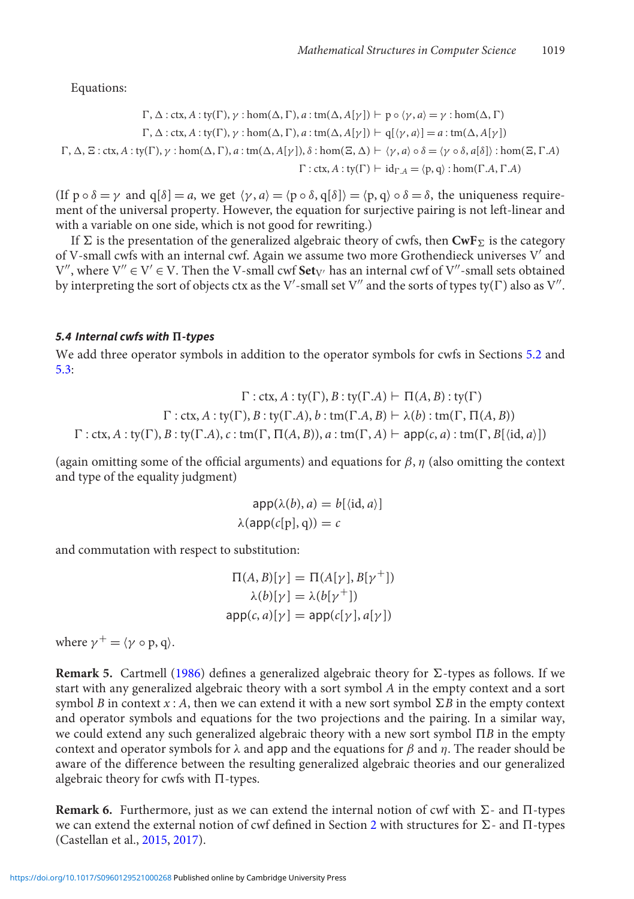Equations:

$$\Gamma, \Delta : \mathrm{ctx}, A : \mathrm{ty}(\Gamma), \gamma : \mathrm{hom}(\Delta, \Gamma), a : \mathrm{tm}(\Delta, A[\gamma]) \vdash \mathrm{p} \circ \langle \gamma, a \rangle = \gamma : \mathrm{hom}(\Delta, \Gamma)$$
$$\Gamma, \Delta : \mathrm{ctx}, A : \mathrm{ty}(\Gamma), \gamma : \mathrm{hom}(\Delta, \Gamma), a : \mathrm{tm}(\Delta, A[\gamma]) \vdash \mathrm{q}[\langle \gamma, a \rangle] = a : \mathrm{tm}(\Delta, A[\gamma])$$
$$\Gamma, \Delta, \Xi : \mathrm{ctx}, A : \mathrm{ty}(\Gamma), \gamma : \mathrm{hom}(\Delta, \Gamma), a : \mathrm{tm}(\Delta, A[\gamma]), \delta : \mathrm{hom}(\Xi, \Delta) \vdash \langle \gamma, a \rangle \circ \delta = \langle \gamma \circ \delta, a[\delta] \rangle : \mathrm{hom}(\Xi, \Gamma.A)$$
$$\Gamma : \mathrm{ctx}, A : \mathrm{ty}(\Gamma) \vdash \mathrm{id}_{\Gamma.A} = \langle \mathrm{p}, \mathrm{q} \rangle : \mathrm{hom}(\Gamma.A, \Gamma.A)$$

(If $\mathrm{p} \circ \delta = \gamma$ and $\mathrm{q}[\delta] = a$, we get $\langle \gamma, a \rangle = \langle \mathrm{p} \circ \delta, \mathrm{q}[\delta] \rangle = \langle \mathrm{p}, \mathrm{q} \rangle \circ \delta = \delta$, the uniqueness requirement of the universal property. However, the equation for surjective pairing is not left-linear and with a variable on one side, which is not good for rewriting.)

If $\Sigma$ is the presentation of the generalized algebraic theory of cwfs, then $\mathbf{CwF}_\Sigma$ is the category of V-small cwfs with an internal cwf. Again we assume two more Grothendieck universes $\mathrm{V}'$ and $\mathrm{V}''$, where $\mathrm{V}'' \in \mathrm{V}' \in \mathrm{V}$. Then the V-small cwf $\mathbf{Set}_{\mathrm{V}'}$ has an internal cwf of $\mathrm{V}''$-small sets obtained by interpreting the sort of objects ctx as the $\mathrm{V}'$-small set $\mathrm{V}''$ and the sorts of types $\mathrm{ty}(\Gamma)$ also as $\mathrm{V}''$.

### *5.4 Internal cwfs with* $\Pi$*-types*

We add three operator symbols in addition to the operator symbols for cwfs in Sections 5.2 and 5.3:

$$\Gamma : \mathrm{ctx}, A : \mathrm{ty}(\Gamma), B : \mathrm{ty}(\Gamma.A) \vdash \Pi(A, B) : \mathrm{ty}(\Gamma)$$
$$\Gamma : \mathrm{ctx}, A : \mathrm{ty}(\Gamma), B : \mathrm{ty}(\Gamma.A), b : \mathrm{tm}(\Gamma.A, B) \vdash \lambda(b) : \mathrm{tm}(\Gamma, \Pi(A, B))$$
$$\Gamma : \mathrm{ctx}, A : \mathrm{ty}(\Gamma), B : \mathrm{ty}(\Gamma.A), c : \mathrm{tm}(\Gamma, \Pi(A, B)), a : \mathrm{tm}(\Gamma, A) \vdash \mathsf{app}(c, a) : \mathrm{tm}(\Gamma, B[\langle \mathrm{id}, a \rangle])$$

(again omitting some of the official arguments) and equations for $\beta, \eta$ (also omitting the context and type of the equality judgment)

$$\mathsf{app}(\lambda(b), a) = b[\langle \mathrm{id}, a \rangle]$$
$$\lambda(\mathsf{app}(c[\mathrm{p}], \mathrm{q})) = c$$

and commutation with respect to substitution:

$$\Pi(A, B)[\gamma] = \Pi(A[\gamma], B[\gamma^+])$$
$$\lambda(b)[\gamma] = \lambda(b[\gamma^+])$$
$$\mathsf{app}(c, a)[\gamma] = \mathsf{app}(c[\gamma], a[\gamma])$$

where $\gamma^+ = \langle \gamma \circ \mathrm{p}, \mathrm{q} \rangle$.

**Remark 5.** Cartmell (1986) defines a generalized algebraic theory for $\Sigma$-types as follows. If we start with any generalized algebraic theory with a sort symbol $A$ in the empty context and a sort symbol $B$ in context $x : A$, then we can extend it with a new sort symbol $\Sigma B$ in the empty context and operator symbols and equations for the two projections and the pairing. In a similar way, we could extend any such generalized algebraic theory with a new sort symbol $\Pi B$ in the empty context and operator symbols for $\lambda$ and $\mathsf{app}$ and the equations for $\beta$ and $\eta$. The reader should be aware of the difference between the resulting generalized algebraic theories and our generalized algebraic theory for cwfs with $\Pi$-types.

**Remark 6.** Furthermore, just as we can extend the internal notion of cwf with $\Sigma$- and $\Pi$-types we can extend the external notion of cwf defined in Section 2 with structures for $\Sigma$- and $\Pi$-types (Castellan et al., 2015, 2017).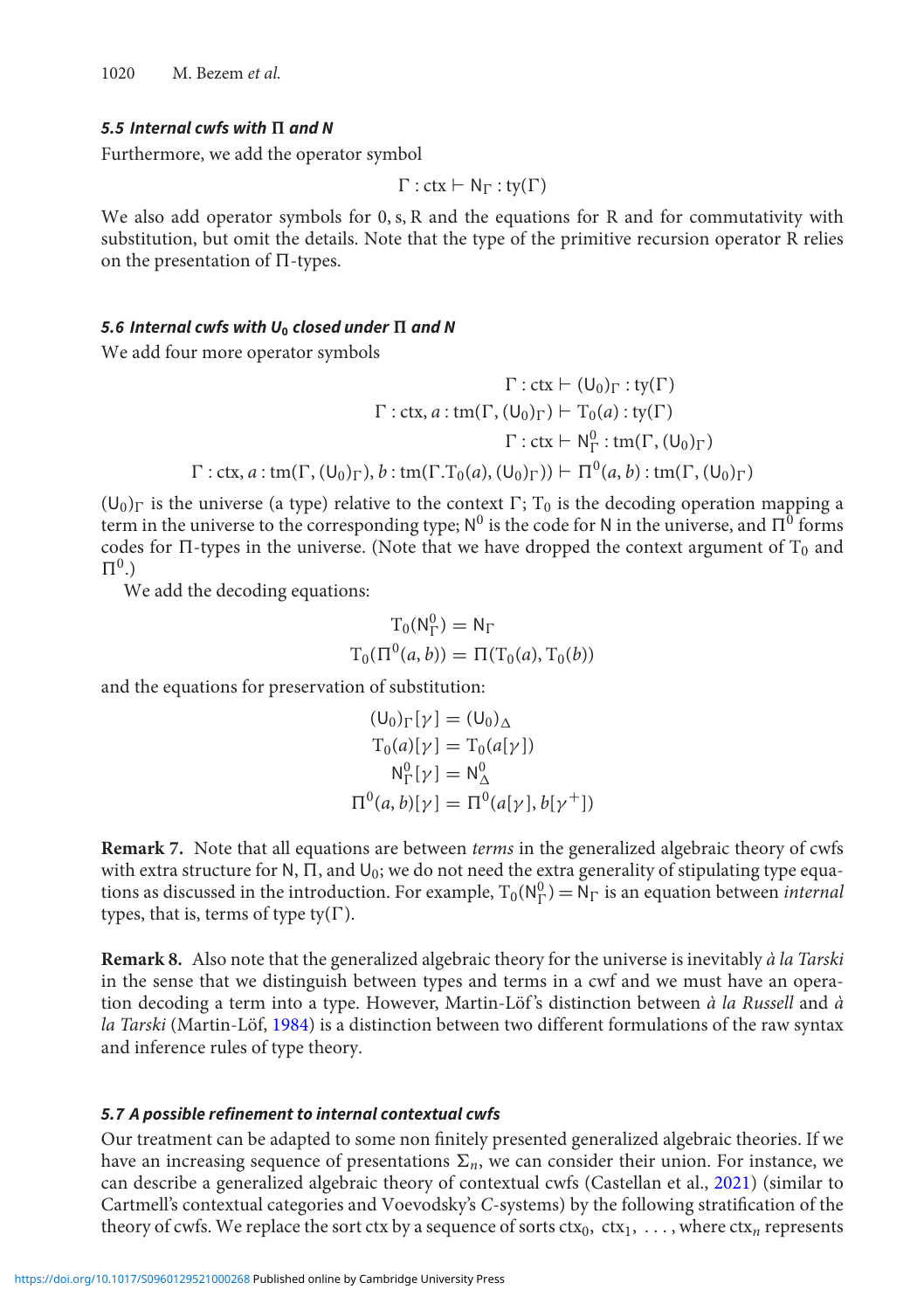### 5.5 Internal cwfs with $\Pi$ and N

Furthermore, we add the operator symbol

$$\Gamma : \mathrm{ctx} \vdash \mathsf{N}_\Gamma : \mathrm{ty}(\Gamma)$$

We also add operator symbols for 0, s, R and the equations for R and for commutativity with substitution, but omit the details. Note that the type of the primitive recursion operator R relies on the presentation of $\Pi$-types.

### 5.6 Internal cwfs with $U_0$ closed under $\Pi$ and N

We add four more operator symbols

$$\Gamma : \mathrm{ctx} \vdash (\mathsf{U}_0)_\Gamma : \mathrm{ty}(\Gamma)$$
$$\Gamma : \mathrm{ctx}, a : \mathrm{tm}(\Gamma, (\mathsf{U}_0)_\Gamma) \vdash \mathrm{T}_0(a) : \mathrm{ty}(\Gamma)$$
$$\Gamma : \mathrm{ctx} \vdash \mathsf{N}^0_\Gamma : \mathrm{tm}(\Gamma, (\mathsf{U}_0)_\Gamma)$$
$$\Gamma : \mathrm{ctx}, a : \mathrm{tm}(\Gamma, (\mathsf{U}_0)_\Gamma), b : \mathrm{tm}(\Gamma.\mathrm{T}_0(a), (\mathsf{U}_0)_\Gamma)) \vdash \Pi^0(a, b) : \mathrm{tm}(\Gamma, (\mathsf{U}_0)_\Gamma)$$

$(\mathsf{U}_0)_\Gamma$ is the universe (a type) relative to the context $\Gamma$; $\mathrm{T}_0$ is the decoding operation mapping a term in the universe to the corresponding type; $\mathsf{N}^0$ is the code for N in the universe, and $\Pi^0$ forms codes for $\Pi$-types in the universe. (Note that we have dropped the context argument of $\mathrm{T}_0$ and $\Pi^0$.)

We add the decoding equations:

$$\mathrm{T}_0(\mathsf{N}^0_\Gamma) = \mathsf{N}_\Gamma$$
$$\mathrm{T}_0(\Pi^0(a, b)) = \Pi(\mathrm{T}_0(a), \mathrm{T}_0(b))$$

and the equations for preservation of substitution:

$$(\mathsf{U}_0)_\Gamma[\gamma] = (\mathsf{U}_0)_\Delta$$
$$\mathrm{T}_0(a)[\gamma] = \mathrm{T}_0(a[\gamma])$$
$$\mathsf{N}^0_\Gamma[\gamma] = \mathsf{N}^0_\Delta$$
$$\Pi^0(a, b)[\gamma] = \Pi^0(a[\gamma], b[\gamma^+])$$

**Remark 7.** Note that all equations are between *terms* in the generalized algebraic theory of cwfs with extra structure for N, $\Pi$, and $\mathsf{U}_0$; we do not need the extra generality of stipulating type equations as discussed in the introduction. For example, $\mathrm{T}_0(\mathsf{N}^0_\Gamma) = \mathsf{N}_\Gamma$ is an equation between *internal* types, that is, terms of type $\mathrm{ty}(\Gamma)$.

**Remark 8.** Also note that the generalized algebraic theory for the universe is inevitably *à la Tarski* in the sense that we distinguish between types and terms in a cwf and we must have an operation decoding a term into a type. However, Martin-Löf's distinction between *à la Russell* and *à la Tarski* (Martin-Löf, 1984) is a distinction between two different formulations of the raw syntax and inference rules of type theory.

### 5.7 A possible refinement to internal contextual cwfs

Our treatment can be adapted to some non finitely presented generalized algebraic theories. If we have an increasing sequence of presentations $\Sigma_n$, we can consider their union. For instance, we can describe a generalized algebraic theory of contextual cwfs (Castellan et al., 2021) (similar to Cartmell's contextual categories and Voevodsky's *C*-systems) by the following stratification of the theory of cwfs. We replace the sort ctx by a sequence of sorts $\mathrm{ctx}_0, \ \mathrm{ctx}_1, \ \ldots$, where $\mathrm{ctx}_n$ represents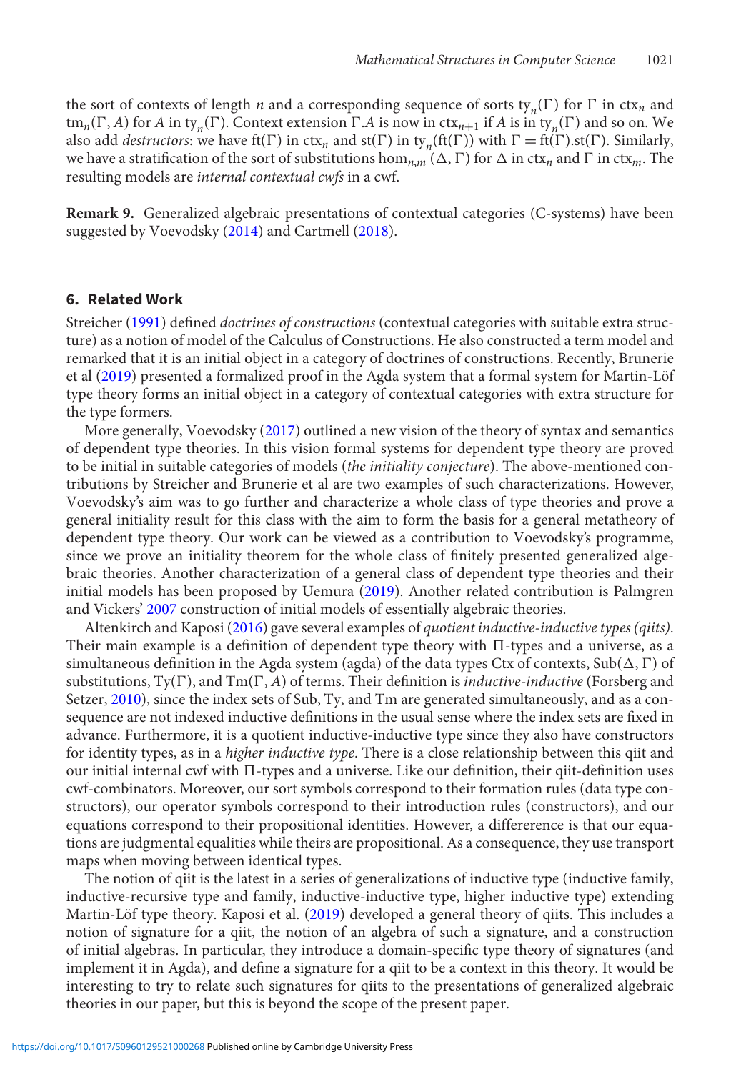the sort of contexts of length $n$ and a corresponding sequence of sorts $\mathrm{ty}_n(\Gamma)$ for $\Gamma$ in $\mathrm{ctx}_n$ and $\mathrm{tm}_n(\Gamma, A)$ for $A$ in $\mathrm{ty}_n(\Gamma)$. Context extension $\Gamma.A$ is now in $\mathrm{ctx}_{n+1}$ if $A$ is in $\mathrm{ty}_n(\Gamma)$ and so on. We also add *destructors*: we have $\mathrm{ft}(\Gamma)$ in $\mathrm{ctx}_n$ and $\mathrm{st}(\Gamma)$ in $\mathrm{ty}_n(\mathrm{ft}(\Gamma))$ with $\Gamma = \mathrm{ft}(\Gamma).\mathrm{st}(\Gamma)$. Similarly, we have a stratification of the sort of substitutions $\mathrm{hom}_{n,m}(\Delta, \Gamma)$ for $\Delta$ in $\mathrm{ctx}_n$ and $\Gamma$ in $\mathrm{ctx}_m$. The resulting models are *internal contextual cwfs* in a cwf.

**Remark 9.** Generalized algebraic presentations of contextual categories (C-systems) have been suggested by Voevodsky (2014) and Cartmell (2018).

## 6. Related Work

Streicher (1991) defined *doctrines of constructions* (contextual categories with suitable extra structure) as a notion of model of the Calculus of Constructions. He also constructed a term model and remarked that it is an initial object in a category of doctrines of constructions. Recently, Brunerie et al (2019) presented a formalized proof in the Agda system that a formal system for Martin-Löf type theory forms an initial object in a category of contextual categories with extra structure for the type formers.

More generally, Voevodsky (2017) outlined a new vision of the theory of syntax and semantics of dependent type theories. In this vision formal systems for dependent type theory are proved to be initial in suitable categories of models (*the initiality conjecture*). The above-mentioned contributions by Streicher and Brunerie et al are two examples of such characterizations. However, Voevodsky's aim was to go further and characterize a whole class of type theories and prove a general initiality result for this class with the aim to form the basis for a general metatheory of dependent type theory. Our work can be viewed as a contribution to Voevodsky's programme, since we prove an initiality theorem for the whole class of finitely presented generalized algebraic theories. Another characterization of a general class of dependent type theories and their initial models has been proposed by Uemura (2019). Another related contribution is Palmgren and Vickers' 2007 construction of initial models of essentially algebraic theories.

Altenkirch and Kaposi (2016) gave several examples of *quotient inductive-inductive types (qiits)*. Their main example is a definition of dependent type theory with Π-types and a universe, as a simultaneous definition in the Agda system (agda) of the data types Ctx of contexts, $\mathrm{Sub}(\Delta, \Gamma)$ of substitutions, $\mathrm{Ty}(\Gamma)$, and $\mathrm{Tm}(\Gamma, A)$ of terms. Their definition is *inductive-inductive* (Forsberg and Setzer, 2010), since the index sets of Sub, Ty, and Tm are generated simultaneously, and as a consequence are not indexed inductive definitions in the usual sense where the index sets are fixed in advance. Furthermore, it is a quotient inductive-inductive type since they also have constructors for identity types, as in a *higher inductive type*. There is a close relationship between this qiit and our initial internal cwf with Π-types and a universe. Like our definition, their qiit-definition uses cwf-combinators. Moreover, our sort symbols correspond to their formation rules (data type constructors), our operator symbols correspond to their introduction rules (constructors), and our equations correspond to their propositional identities. However, a differerence is that our equations are judgmental equalities while theirs are propositional. As a consequence, they use transport maps when moving between identical types.

The notion of qiit is the latest in a series of generalizations of inductive type (inductive family, inductive-recursive type and family, inductive-inductive type, higher inductive type) extending Martin-Löf type theory. Kaposi et al. (2019) developed a general theory of qiits. This includes a notion of signature for a qiit, the notion of an algebra of such a signature, and a construction of initial algebras. In particular, they introduce a domain-specific type theory of signatures (and implement it in Agda), and define a signature for a qiit to be a context in this theory. It would be interesting to try to relate such signatures for qiits to the presentations of generalized algebraic theories in our paper, but this is beyond the scope of the present paper.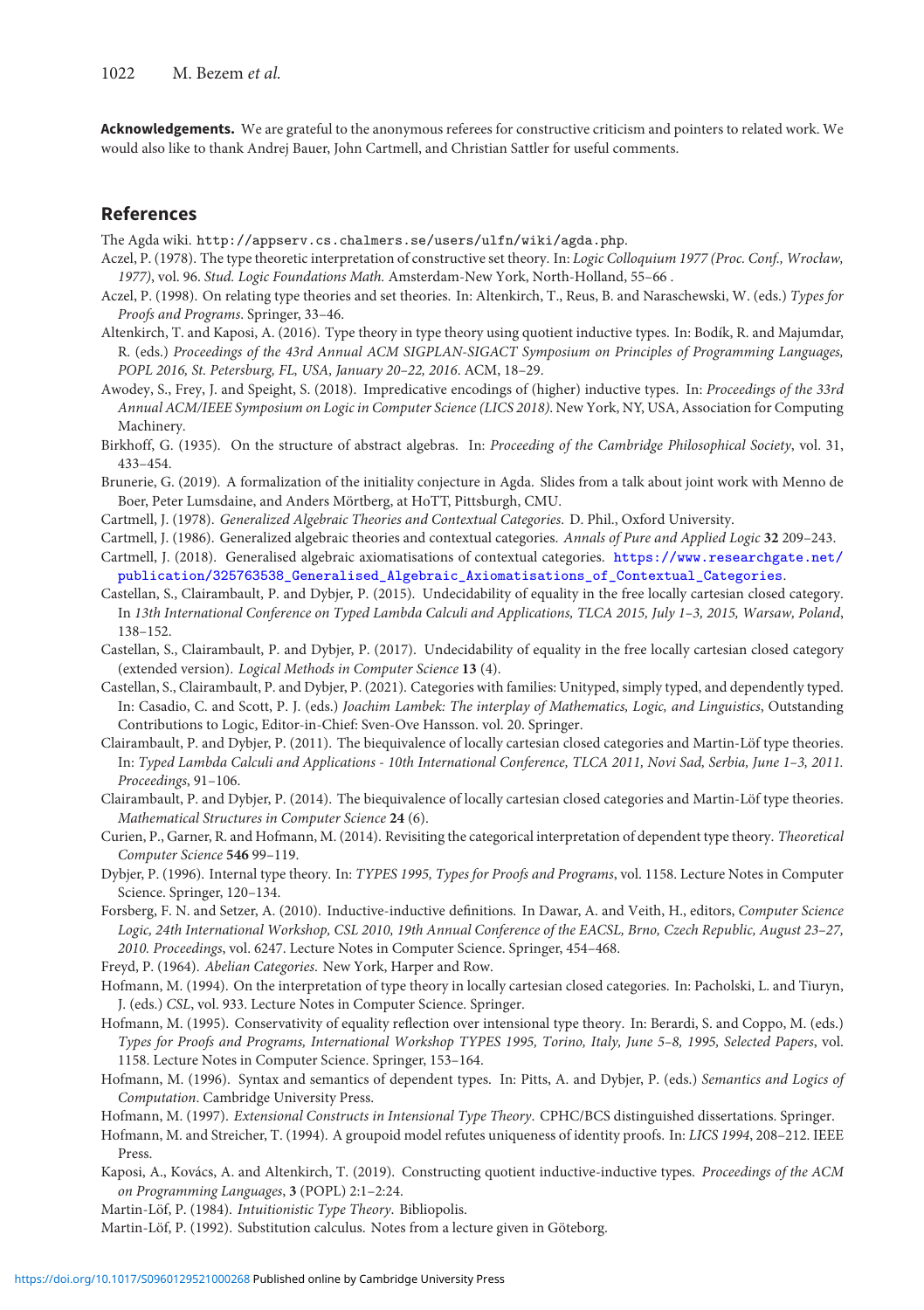**Acknowledgements.** We are grateful to the anonymous referees for constructive criticism and pointers to related work. We would also like to thank Andrej Bauer, John Cartmell, and Christian Sattler for useful comments.

## References

The Agda wiki. http://appserv.cs.chalmers.se/users/ulfn/wiki/agda.php.

Aczel, P. (1978). The type theoretic interpretation of constructive set theory. In: *Logic Colloquium 1977 (Proc. Conf., Wrocław, 1977)*, vol. 96. *Stud. Logic Foundations Math.* Amsterdam-New York, North-Holland, 55–66 .

Aczel, P. (1998). On relating type theories and set theories. In: Altenkirch, T., Reus, B. and Naraschewski, W. (eds.) *Types for Proofs and Programs*. Springer, 33–46.

Altenkirch, T. and Kaposi, A. (2016). Type theory in type theory using quotient inductive types. In: Bodík, R. and Majumdar, R. (eds.) *Proceedings of the 43rd Annual ACM SIGPLAN-SIGACT Symposium on Principles of Programming Languages, POPL 2016, St. Petersburg, FL, USA, January 20–22, 2016*. ACM, 18–29.

Awodey, S., Frey, J. and Speight, S. (2018). Impredicative encodings of (higher) inductive types. In: *Proceedings of the 33rd Annual ACM/IEEE Symposium on Logic in Computer Science (LICS 2018)*. New York, NY, USA, Association for Computing Machinery.

Birkhoff, G. (1935). On the structure of abstract algebras. In: *Proceeding of the Cambridge Philosophical Society*, vol. 31, 433–454.

Brunerie, G. (2019). A formalization of the initiality conjecture in Agda. Slides from a talk about joint work with Menno de Boer, Peter Lumsdaine, and Anders Mörtberg, at HoTT, Pittsburgh, CMU.

Cartmell, J. (1978). *Generalized Algebraic Theories and Contextual Categories*. D. Phil., Oxford University.

Cartmell, J. (1986). Generalized algebraic theories and contextual categories. *Annals of Pure and Applied Logic* **32** 209–243.

Cartmell, J. (2018). Generalised algebraic axiomatisations of contextual categories. https://www.researchgate.net/publication/325763538_Generalised_Algebraic_Axiomatisations_of_Contextual_Categories.

Castellan, S., Clairambault, P. and Dybjer, P. (2015). Undecidability of equality in the free locally cartesian closed category. In *13th International Conference on Typed Lambda Calculi and Applications, TLCA 2015, July 1–3, 2015, Warsaw, Poland*, 138–152.

Castellan, S., Clairambault, P. and Dybjer, P. (2017). Undecidability of equality in the free locally cartesian closed category (extended version). *Logical Methods in Computer Science* **13** (4).

Castellan, S., Clairambault, P. and Dybjer, P. (2021). Categories with families: Unityped, simply typed, and dependently typed. In: Casadio, C. and Scott, P. J. (eds.) *Joachim Lambek: The interplay of Mathematics, Logic, and Linguistics*, Outstanding Contributions to Logic, Editor-in-Chief: Sven-Ove Hansson. vol. 20. Springer.

Clairambault, P. and Dybjer, P. (2011). The biequivalence of locally cartesian closed categories and Martin-Löf type theories. In: *Typed Lambda Calculi and Applications - 10th International Conference, TLCA 2011, Novi Sad, Serbia, June 1–3, 2011. Proceedings*, 91–106.

Clairambault, P. and Dybjer, P. (2014). The biequivalence of locally cartesian closed categories and Martin-Löf type theories. *Mathematical Structures in Computer Science* **24** (6).

Curien, P., Garner, R. and Hofmann, M. (2014). Revisiting the categorical interpretation of dependent type theory. *Theoretical Computer Science* **546** 99–119.

Dybjer, P. (1996). Internal type theory. In: *TYPES 1995, Types for Proofs and Programs*, vol. 1158. Lecture Notes in Computer Science. Springer, 120–134.

Forsberg, F. N. and Setzer, A. (2010). Inductive-inductive definitions. In Dawar, A. and Veith, H., editors, *Computer Science Logic, 24th International Workshop, CSL 2010, 19th Annual Conference of the EACSL, Brno, Czech Republic, August 23–27, 2010. Proceedings*, vol. 6247. Lecture Notes in Computer Science. Springer, 454–468.

Freyd, P. (1964). *Abelian Categories*. New York, Harper and Row.

Hofmann, M. (1994). On the interpretation of type theory in locally cartesian closed categories. In: Pacholski, L. and Tiuryn, J. (eds.) *CSL*, vol. 933. Lecture Notes in Computer Science. Springer.

Hofmann, M. (1995). Conservativity of equality reflection over intensional type theory. In: Berardi, S. and Coppo, M. (eds.) *Types for Proofs and Programs, International Workshop TYPES 1995, Torino, Italy, June 5–8, 1995, Selected Papers*, vol. 1158. Lecture Notes in Computer Science. Springer, 153–164.

Hofmann, M. (1996). Syntax and semantics of dependent types. In: Pitts, A. and Dybjer, P. (eds.) *Semantics and Logics of Computation*. Cambridge University Press.

Hofmann, M. (1997). *Extensional Constructs in Intensional Type Theory*. CPHC/BCS distinguished dissertations. Springer.

Hofmann, M. and Streicher, T. (1994). A groupoid model refutes uniqueness of identity proofs. In: *LICS 1994*, 208–212. IEEE Press.

Kaposi, A., Kovács, A. and Altenkirch, T. (2019). Constructing quotient inductive-inductive types. *Proceedings of the ACM on Programming Languages*, **3** (POPL) 2:1–2:24.

Martin-Löf, P. (1984). *Intuitionistic Type Theory*. Bibliopolis.

Martin-Löf, P. (1992). Substitution calculus. Notes from a lecture given in Göteborg.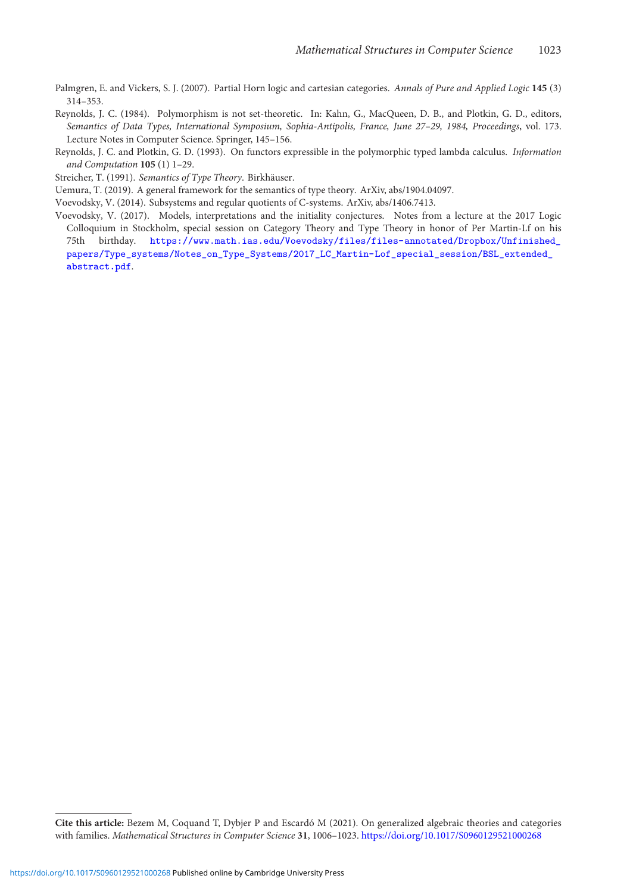Palmgren, E. and Vickers, S. J. (2007). Partial Horn logic and cartesian categories. *Annals of Pure and Applied Logic* **145** (3) 314–353.

Reynolds, J. C. (1984). Polymorphism is not set-theoretic. In: Kahn, G., MacQueen, D. B., and Plotkin, G. D., editors, *Semantics of Data Types, International Symposium, Sophia-Antipolis, France, June 27–29, 1984, Proceedings*, vol. 173. Lecture Notes in Computer Science. Springer, 145–156.

Reynolds, J. C. and Plotkin, G. D. (1993). On functors expressible in the polymorphic typed lambda calculus. *Information and Computation* **105** (1) 1–29.

Streicher, T. (1991). *Semantics of Type Theory*. Birkhäuser.

Uemura, T. (2019). A general framework for the semantics of type theory. ArXiv, abs/1904.04097.

Voevodsky, V. (2014). Subsystems and regular quotients of C-systems. ArXiv, abs/1406.7413.

Voevodsky, V. (2017). Models, interpretations and the initiality conjectures. Notes from a lecture at the 2017 Logic Colloquium in Stockholm, special session on Category Theory and Type Theory in honor of Per Martin-Lf on his 75th birthday. https://www.math.ias.edu/Voevodsky/files/files-annotated/Dropbox/Unfinished_papers/Type_systems/Notes_on_Type_Systems/2017_LC_Martin-Lof_special_session/BSL_extended_abstract.pdf.

**Cite this article:** Bezem M, Coquand T, Dybjer P and Escardó M (2021). On generalized algebraic theories and categories with families. *Mathematical Structures in Computer Science* **31**, 1006–1023. https://doi.org/10.1017/S0960129521000268